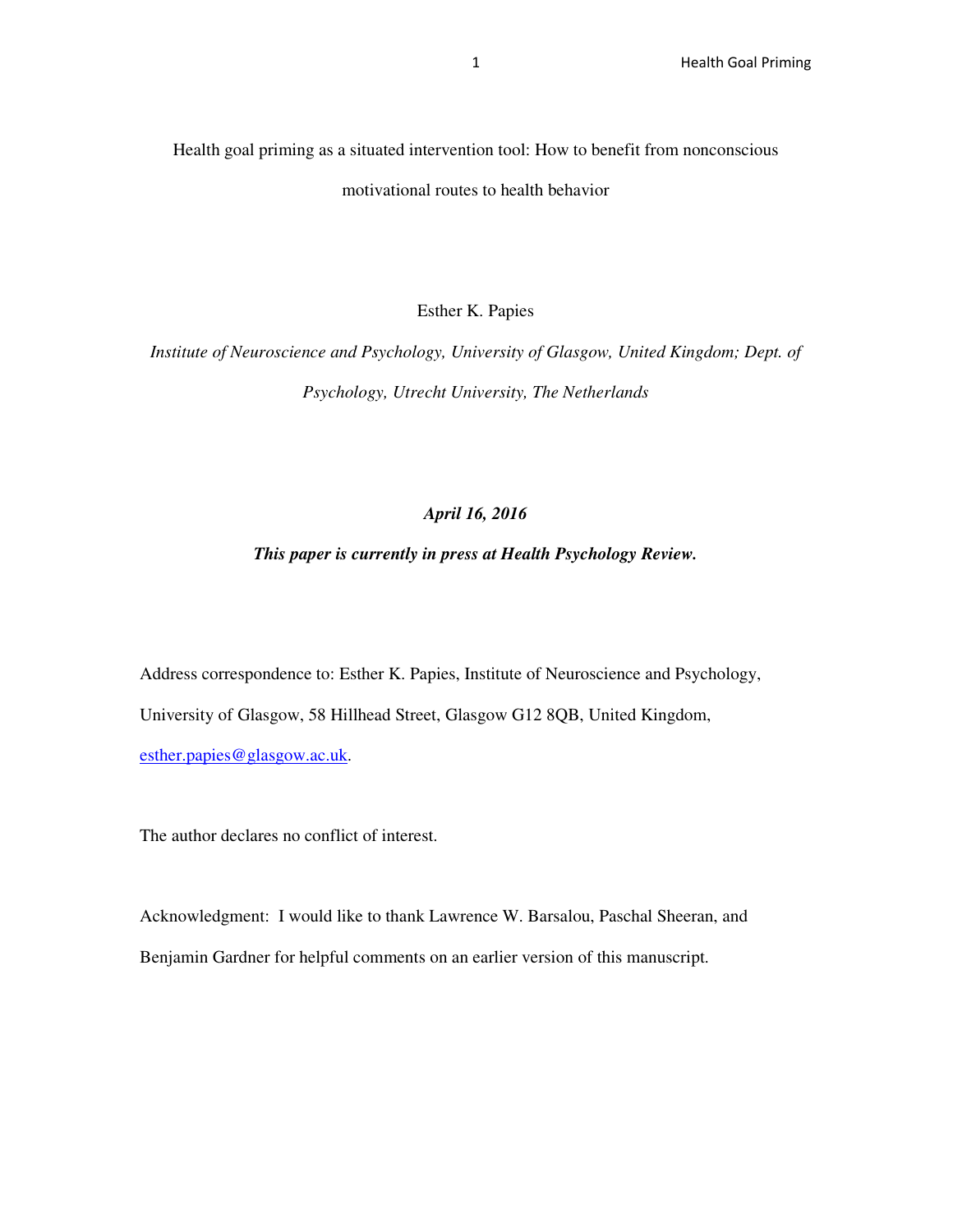# Health goal priming as a situated intervention tool: How to benefit from nonconscious motivational routes to health behavior

Esther K. Papies

*Institute of Neuroscience and Psychology, University of Glasgow, United Kingdom; Dept. of Psychology, Utrecht University, The Netherlands*

***April 16, 2016***

***This paper is currently in press at Health Psychology Review.***

Address correspondence to: Esther K. Papies, Institute of Neuroscience and Psychology, University of Glasgow, 58 Hillhead Street, Glasgow G12 8QB, United Kingdom, esther.papies@glasgow.ac.uk.

The author declares no conflict of interest.

Acknowledgment: I would like to thank Lawrence W. Barsalou, Paschal Sheeran, and Benjamin Gardner for helpful comments on an earlier version of this manuscript.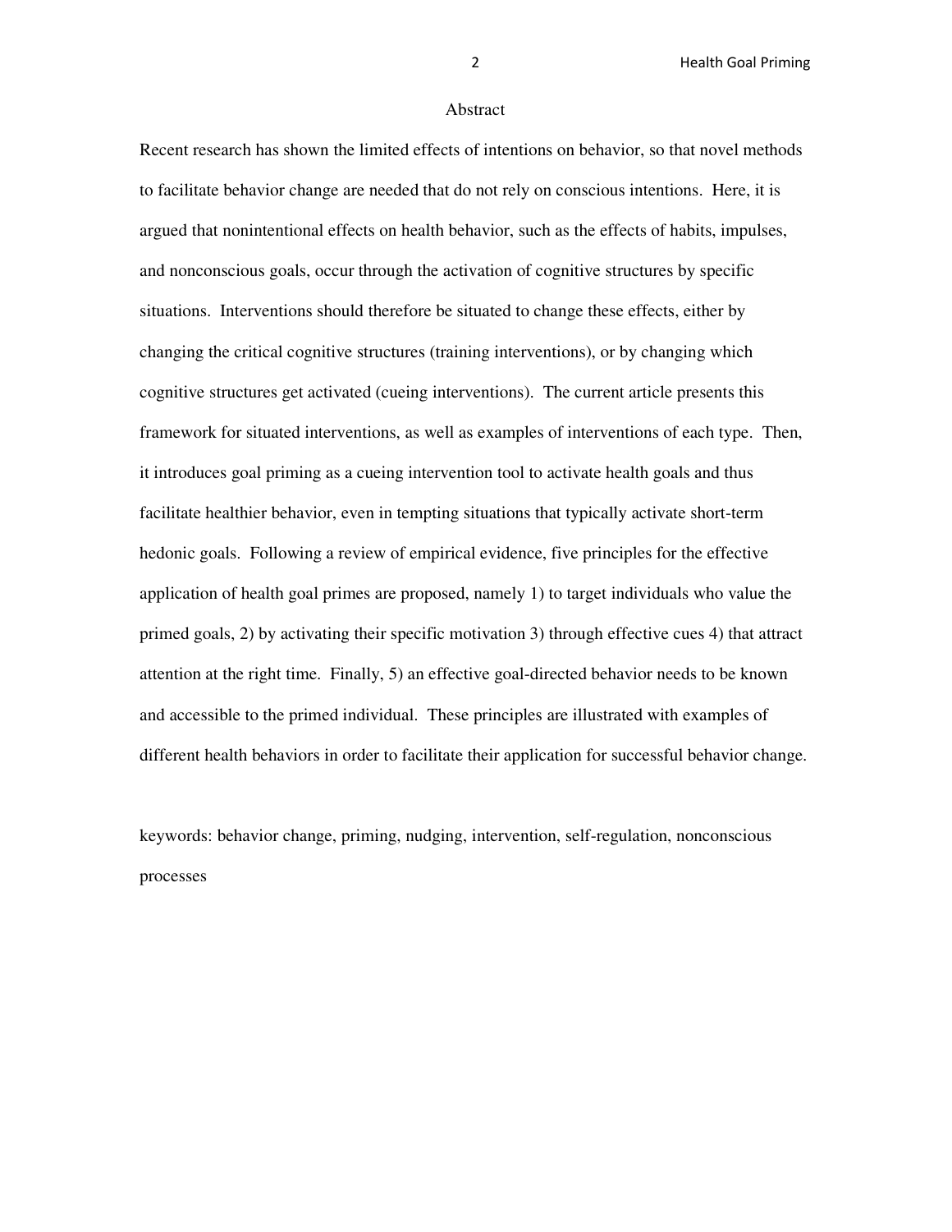## Abstract

Recent research has shown the limited effects of intentions on behavior, so that novel methods to facilitate behavior change are needed that do not rely on conscious intentions. Here, it is argued that nonintentional effects on health behavior, such as the effects of habits, impulses, and nonconscious goals, occur through the activation of cognitive structures by specific situations. Interventions should therefore be situated to change these effects, either by changing the critical cognitive structures (training interventions), or by changing which cognitive structures get activated (cueing interventions). The current article presents this framework for situated interventions, as well as examples of interventions of each type. Then, it introduces goal priming as a cueing intervention tool to activate health goals and thus facilitate healthier behavior, even in tempting situations that typically activate short-term hedonic goals. Following a review of empirical evidence, five principles for the effective application of health goal primes are proposed, namely 1) to target individuals who value the primed goals, 2) by activating their specific motivation 3) through effective cues 4) that attract attention at the right time. Finally, 5) an effective goal-directed behavior needs to be known and accessible to the primed individual. These principles are illustrated with examples of different health behaviors in order to facilitate their application for successful behavior change.

keywords: behavior change, priming, nudging, intervention, self-regulation, nonconscious processes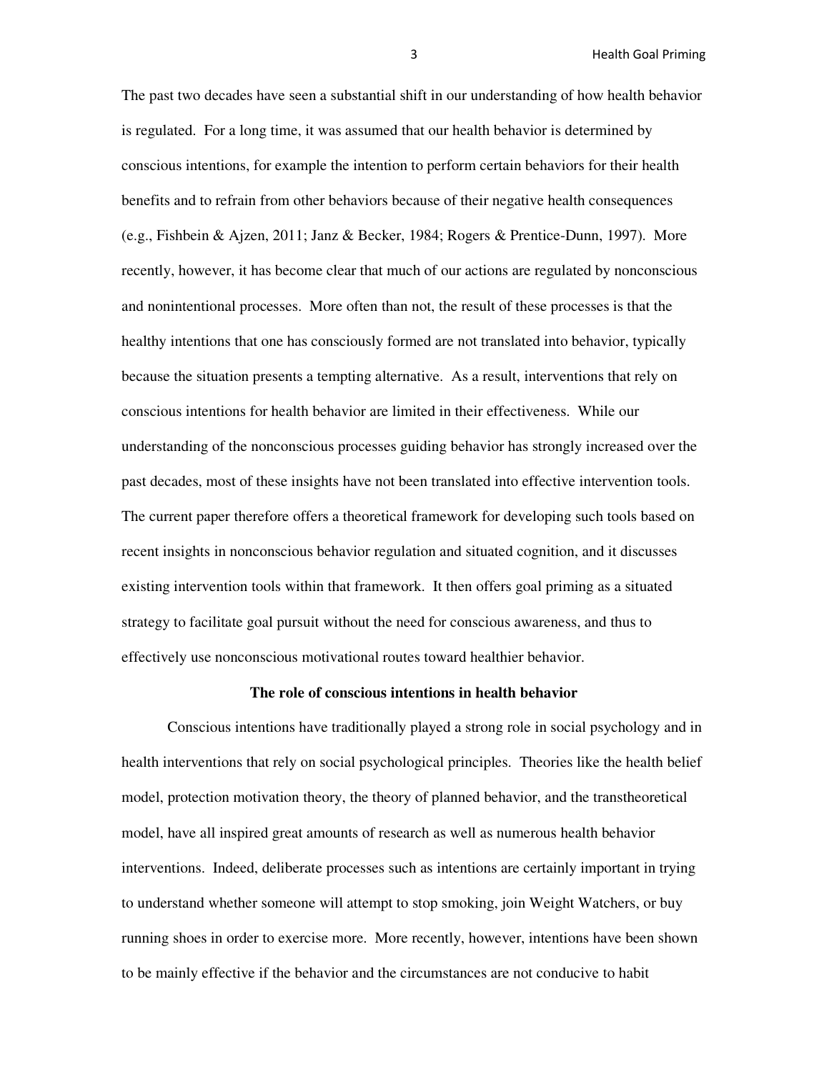The past two decades have seen a substantial shift in our understanding of how health behavior is regulated. For a long time, it was assumed that our health behavior is determined by conscious intentions, for example the intention to perform certain behaviors for their health benefits and to refrain from other behaviors because of their negative health consequences (e.g., Fishbein & Ajzen, 2011; Janz & Becker, 1984; Rogers & Prentice-Dunn, 1997). More recently, however, it has become clear that much of our actions are regulated by nonconscious and nonintentional processes. More often than not, the result of these processes is that the healthy intentions that one has consciously formed are not translated into behavior, typically because the situation presents a tempting alternative. As a result, interventions that rely on conscious intentions for health behavior are limited in their effectiveness. While our understanding of the nonconscious processes guiding behavior has strongly increased over the past decades, most of these insights have not been translated into effective intervention tools. The current paper therefore offers a theoretical framework for developing such tools based on recent insights in nonconscious behavior regulation and situated cognition, and it discusses existing intervention tools within that framework. It then offers goal priming as a situated strategy to facilitate goal pursuit without the need for conscious awareness, and thus to effectively use nonconscious motivational routes toward healthier behavior.

## The role of conscious intentions in health behavior

Conscious intentions have traditionally played a strong role in social psychology and in health interventions that rely on social psychological principles. Theories like the health belief model, protection motivation theory, the theory of planned behavior, and the transtheoretical model, have all inspired great amounts of research as well as numerous health behavior interventions. Indeed, deliberate processes such as intentions are certainly important in trying to understand whether someone will attempt to stop smoking, join Weight Watchers, or buy running shoes in order to exercise more. More recently, however, intentions have been shown to be mainly effective if the behavior and the circumstances are not conducive to habit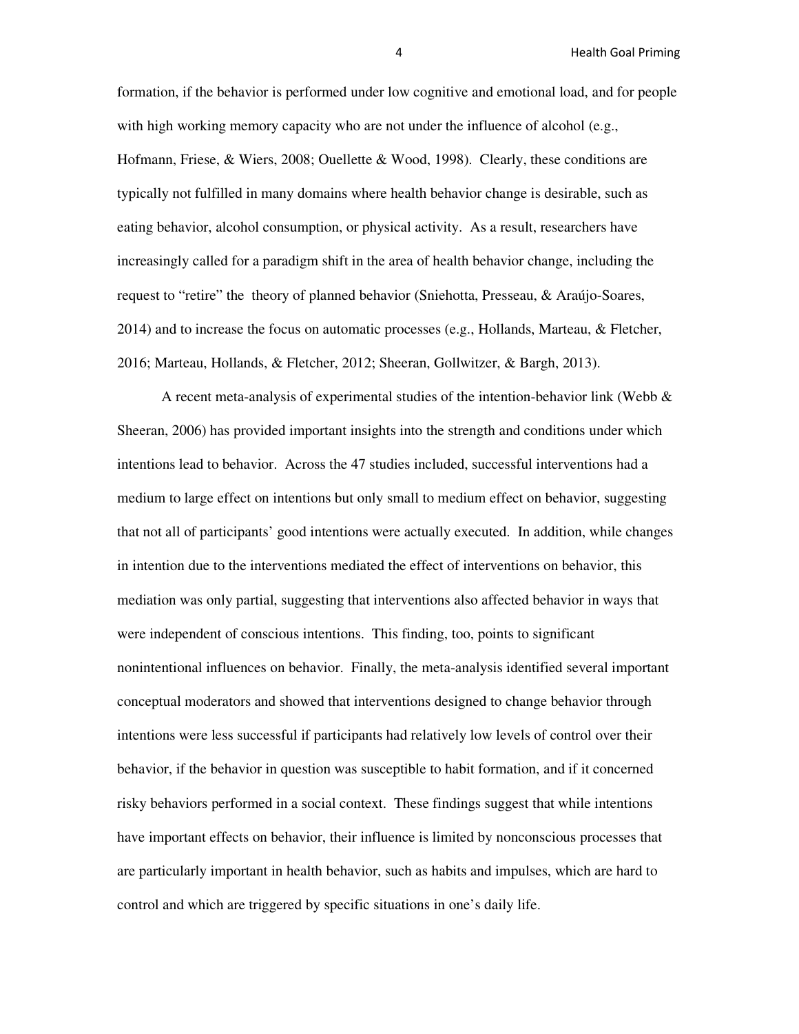formation, if the behavior is performed under low cognitive and emotional load, and for people with high working memory capacity who are not under the influence of alcohol (e.g., Hofmann, Friese, & Wiers, 2008; Ouellette & Wood, 1998). Clearly, these conditions are typically not fulfilled in many domains where health behavior change is desirable, such as eating behavior, alcohol consumption, or physical activity. As a result, researchers have increasingly called for a paradigm shift in the area of health behavior change, including the request to "retire" the theory of planned behavior (Sniehotta, Presseau, & Araújo-Soares, 2014) and to increase the focus on automatic processes (e.g., Hollands, Marteau, & Fletcher, 2016; Marteau, Hollands, & Fletcher, 2012; Sheeran, Gollwitzer, & Bargh, 2013).

A recent meta-analysis of experimental studies of the intention-behavior link (Webb & Sheeran, 2006) has provided important insights into the strength and conditions under which intentions lead to behavior. Across the 47 studies included, successful interventions had a medium to large effect on intentions but only small to medium effect on behavior, suggesting that not all of participants' good intentions were actually executed. In addition, while changes in intention due to the interventions mediated the effect of interventions on behavior, this mediation was only partial, suggesting that interventions also affected behavior in ways that were independent of conscious intentions. This finding, too, points to significant nonintentional influences on behavior. Finally, the meta-analysis identified several important conceptual moderators and showed that interventions designed to change behavior through intentions were less successful if participants had relatively low levels of control over their behavior, if the behavior in question was susceptible to habit formation, and if it concerned risky behaviors performed in a social context. These findings suggest that while intentions have important effects on behavior, their influence is limited by nonconscious processes that are particularly important in health behavior, such as habits and impulses, which are hard to control and which are triggered by specific situations in one's daily life.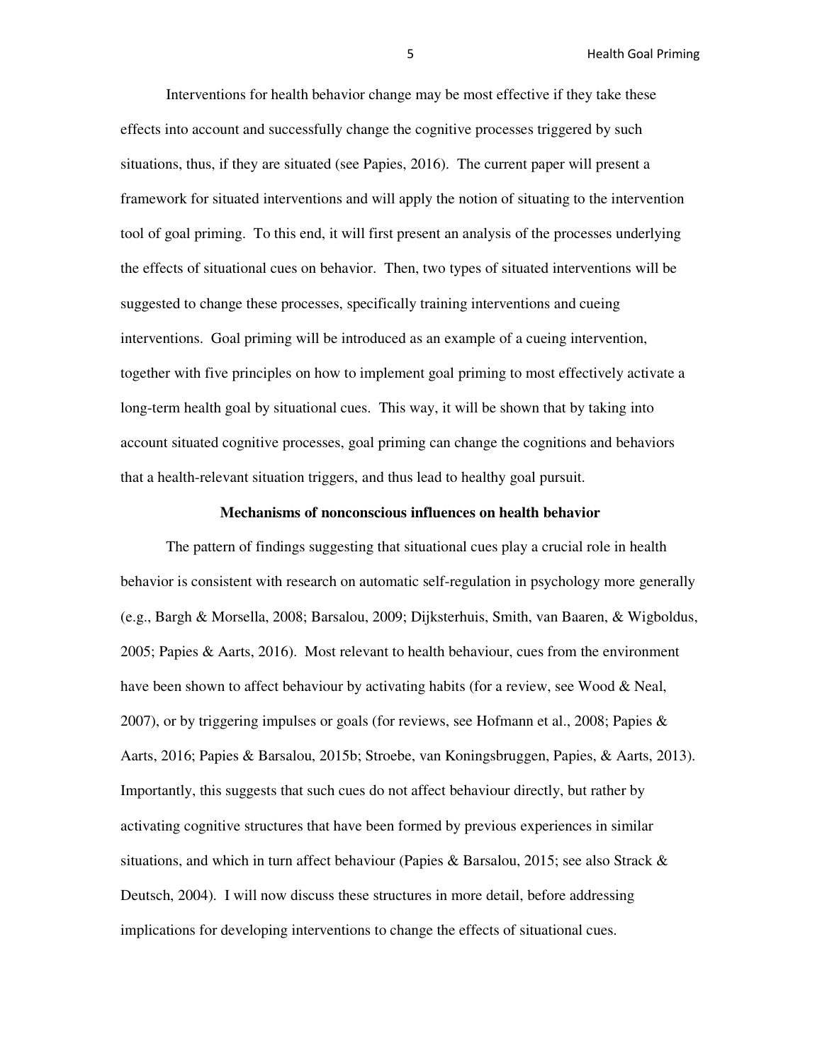Interventions for health behavior change may be most effective if they take these effects into account and successfully change the cognitive processes triggered by such situations, thus, if they are situated (see Papies, 2016). The current paper will present a framework for situated interventions and will apply the notion of situating to the intervention tool of goal priming. To this end, it will first present an analysis of the processes underlying the effects of situational cues on behavior. Then, two types of situated interventions will be suggested to change these processes, specifically training interventions and cueing interventions. Goal priming will be introduced as an example of a cueing intervention, together with five principles on how to implement goal priming to most effectively activate a long-term health goal by situational cues. This way, it will be shown that by taking into account situated cognitive processes, goal priming can change the cognitions and behaviors that a health-relevant situation triggers, and thus lead to healthy goal pursuit.

## Mechanisms of nonconscious influences on health behavior

The pattern of findings suggesting that situational cues play a crucial role in health behavior is consistent with research on automatic self-regulation in psychology more generally (e.g., Bargh & Morsella, 2008; Barsalou, 2009; Dijksterhuis, Smith, van Baaren, & Wigboldus, 2005; Papies & Aarts, 2016). Most relevant to health behaviour, cues from the environment have been shown to affect behaviour by activating habits (for a review, see Wood & Neal, 2007), or by triggering impulses or goals (for reviews, see Hofmann et al., 2008; Papies & Aarts, 2016; Papies & Barsalou, 2015b; Stroebe, van Koningsbruggen, Papies, & Aarts, 2013). Importantly, this suggests that such cues do not affect behaviour directly, but rather by activating cognitive structures that have been formed by previous experiences in similar situations, and which in turn affect behaviour (Papies & Barsalou, 2015; see also Strack & Deutsch, 2004). I will now discuss these structures in more detail, before addressing implications for developing interventions to change the effects of situational cues.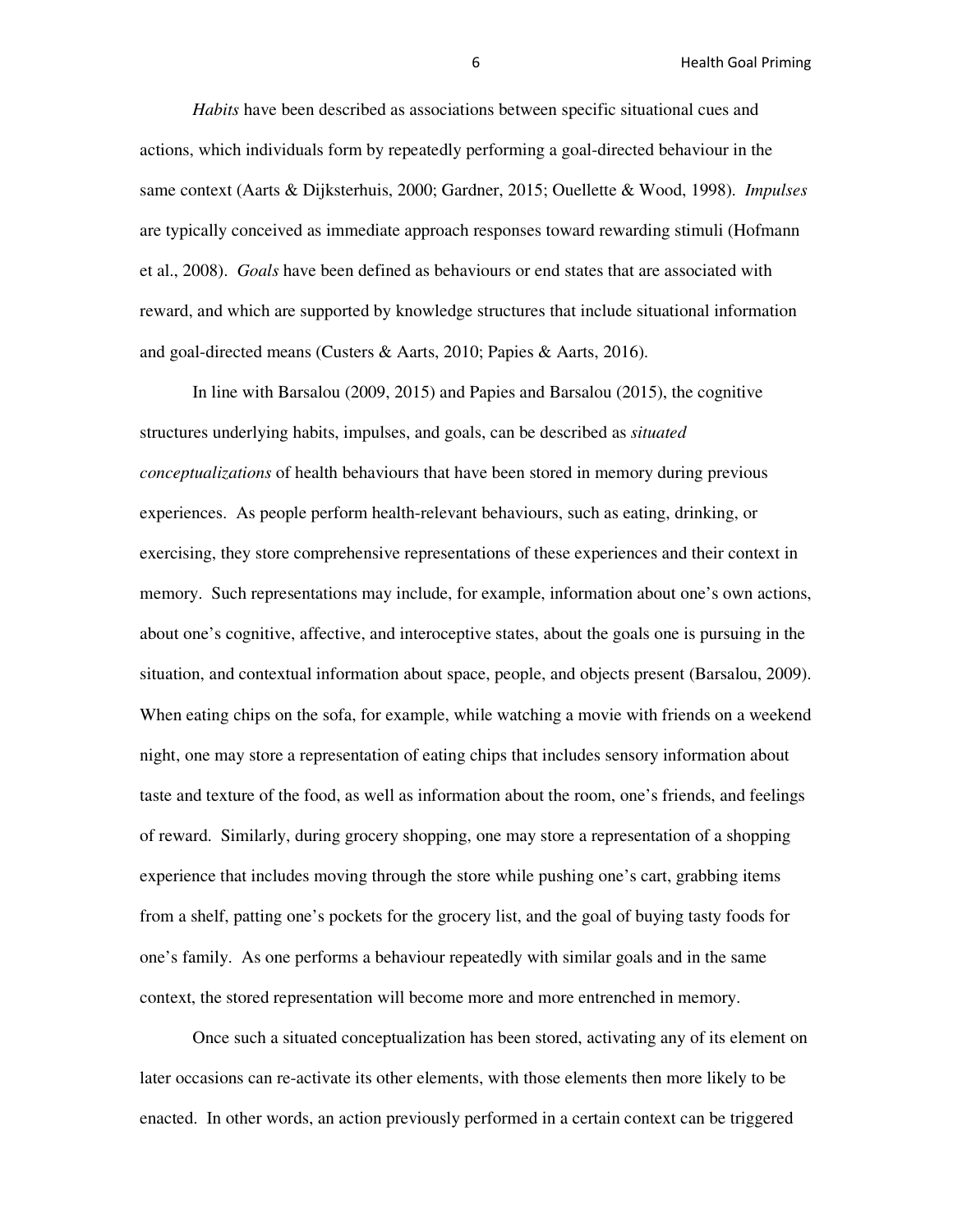*Habits* have been described as associations between specific situational cues and actions, which individuals form by repeatedly performing a goal-directed behaviour in the same context (Aarts & Dijksterhuis, 2000; Gardner, 2015; Ouellette & Wood, 1998). *Impulses* are typically conceived as immediate approach responses toward rewarding stimuli (Hofmann et al., 2008). *Goals* have been defined as behaviours or end states that are associated with reward, and which are supported by knowledge structures that include situational information and goal-directed means (Custers & Aarts, 2010; Papies & Aarts, 2016).

In line with Barsalou (2009, 2015) and Papies and Barsalou (2015), the cognitive structures underlying habits, impulses, and goals, can be described as *situated conceptualizations* of health behaviours that have been stored in memory during previous experiences. As people perform health-relevant behaviours, such as eating, drinking, or exercising, they store comprehensive representations of these experiences and their context in memory. Such representations may include, for example, information about one's own actions, about one's cognitive, affective, and interoceptive states, about the goals one is pursuing in the situation, and contextual information about space, people, and objects present (Barsalou, 2009). When eating chips on the sofa, for example, while watching a movie with friends on a weekend night, one may store a representation of eating chips that includes sensory information about taste and texture of the food, as well as information about the room, one's friends, and feelings of reward. Similarly, during grocery shopping, one may store a representation of a shopping experience that includes moving through the store while pushing one's cart, grabbing items from a shelf, patting one's pockets for the grocery list, and the goal of buying tasty foods for one's family. As one performs a behaviour repeatedly with similar goals and in the same context, the stored representation will become more and more entrenched in memory.

Once such a situated conceptualization has been stored, activating any of its element on later occasions can re-activate its other elements, with those elements then more likely to be enacted. In other words, an action previously performed in a certain context can be triggered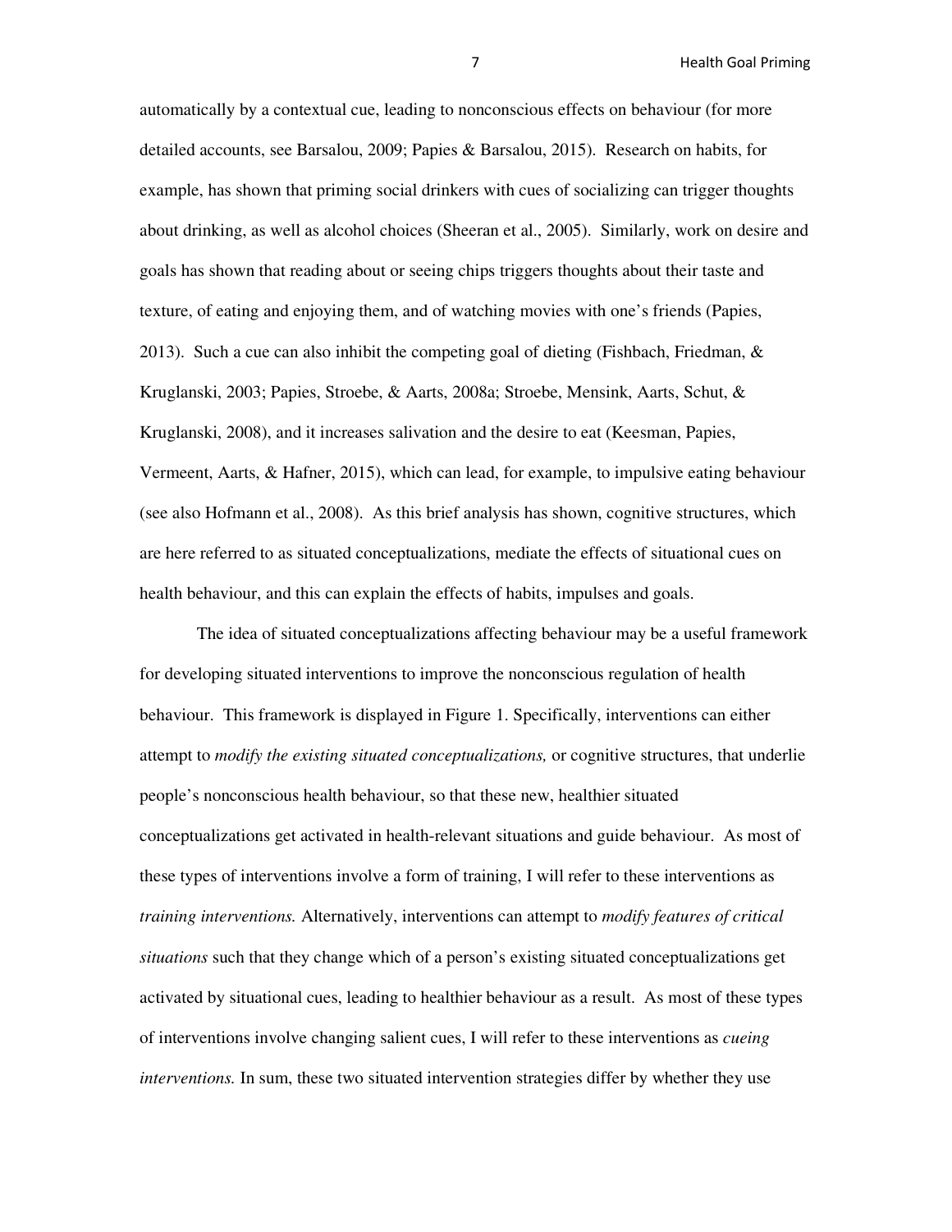automatically by a contextual cue, leading to nonconscious effects on behaviour (for more detailed accounts, see Barsalou, 2009; Papies & Barsalou, 2015). Research on habits, for example, has shown that priming social drinkers with cues of socializing can trigger thoughts about drinking, as well as alcohol choices (Sheeran et al., 2005). Similarly, work on desire and goals has shown that reading about or seeing chips triggers thoughts about their taste and texture, of eating and enjoying them, and of watching movies with one's friends (Papies, 2013). Such a cue can also inhibit the competing goal of dieting (Fishbach, Friedman, & Kruglanski, 2003; Papies, Stroebe, & Aarts, 2008a; Stroebe, Mensink, Aarts, Schut, & Kruglanski, 2008), and it increases salivation and the desire to eat (Keesman, Papies, Vermeent, Aarts, & Hafner, 2015), which can lead, for example, to impulsive eating behaviour (see also Hofmann et al., 2008). As this brief analysis has shown, cognitive structures, which are here referred to as situated conceptualizations, mediate the effects of situational cues on health behaviour, and this can explain the effects of habits, impulses and goals.

The idea of situated conceptualizations affecting behaviour may be a useful framework for developing situated interventions to improve the nonconscious regulation of health behaviour. This framework is displayed in Figure 1. Specifically, interventions can either attempt to *modify the existing situated conceptualizations,* or cognitive structures, that underlie people's nonconscious health behaviour, so that these new, healthier situated conceptualizations get activated in health-relevant situations and guide behaviour. As most of these types of interventions involve a form of training, I will refer to these interventions as *training interventions.* Alternatively, interventions can attempt to *modify features of critical situations* such that they change which of a person's existing situated conceptualizations get activated by situational cues, leading to healthier behaviour as a result. As most of these types of interventions involve changing salient cues, I will refer to these interventions as *cueing interventions.* In sum, these two situated intervention strategies differ by whether they use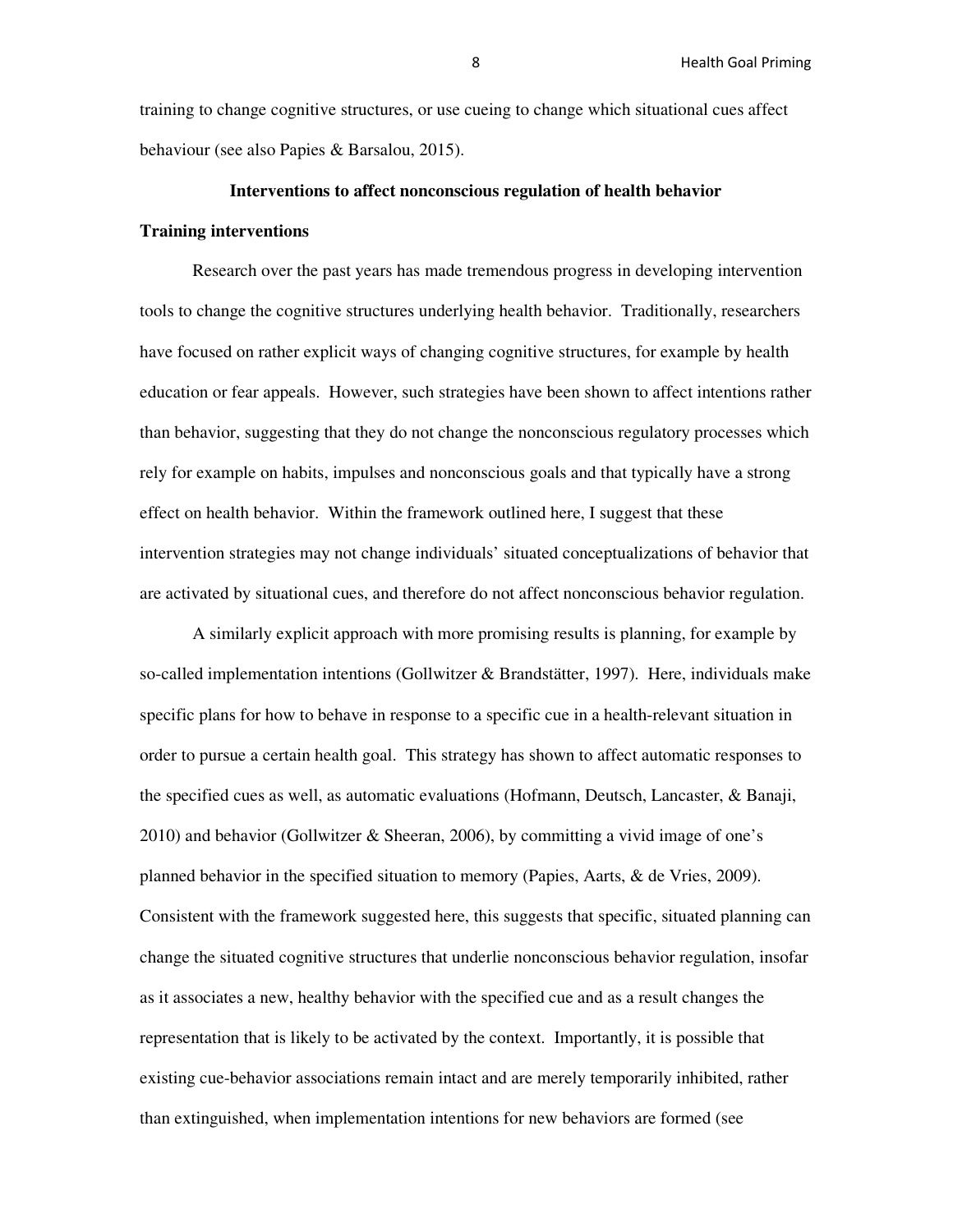training to change cognitive structures, or use cueing to change which situational cues affect behaviour (see also Papies & Barsalou, 2015).

## Interventions to affect nonconscious regulation of health behavior

### Training interventions

Research over the past years has made tremendous progress in developing intervention tools to change the cognitive structures underlying health behavior. Traditionally, researchers have focused on rather explicit ways of changing cognitive structures, for example by health education or fear appeals. However, such strategies have been shown to affect intentions rather than behavior, suggesting that they do not change the nonconscious regulatory processes which rely for example on habits, impulses and nonconscious goals and that typically have a strong effect on health behavior. Within the framework outlined here, I suggest that these intervention strategies may not change individuals' situated conceptualizations of behavior that are activated by situational cues, and therefore do not affect nonconscious behavior regulation.

A similarly explicit approach with more promising results is planning, for example by so-called implementation intentions (Gollwitzer & Brandstätter, 1997). Here, individuals make specific plans for how to behave in response to a specific cue in a health-relevant situation in order to pursue a certain health goal. This strategy has shown to affect automatic responses to the specified cues as well, as automatic evaluations (Hofmann, Deutsch, Lancaster, & Banaji, 2010) and behavior (Gollwitzer & Sheeran, 2006), by committing a vivid image of one's planned behavior in the specified situation to memory (Papies, Aarts, & de Vries, 2009). Consistent with the framework suggested here, this suggests that specific, situated planning can change the situated cognitive structures that underlie nonconscious behavior regulation, insofar as it associates a new, healthy behavior with the specified cue and as a result changes the representation that is likely to be activated by the context. Importantly, it is possible that existing cue-behavior associations remain intact and are merely temporarily inhibited, rather than extinguished, when implementation intentions for new behaviors are formed (see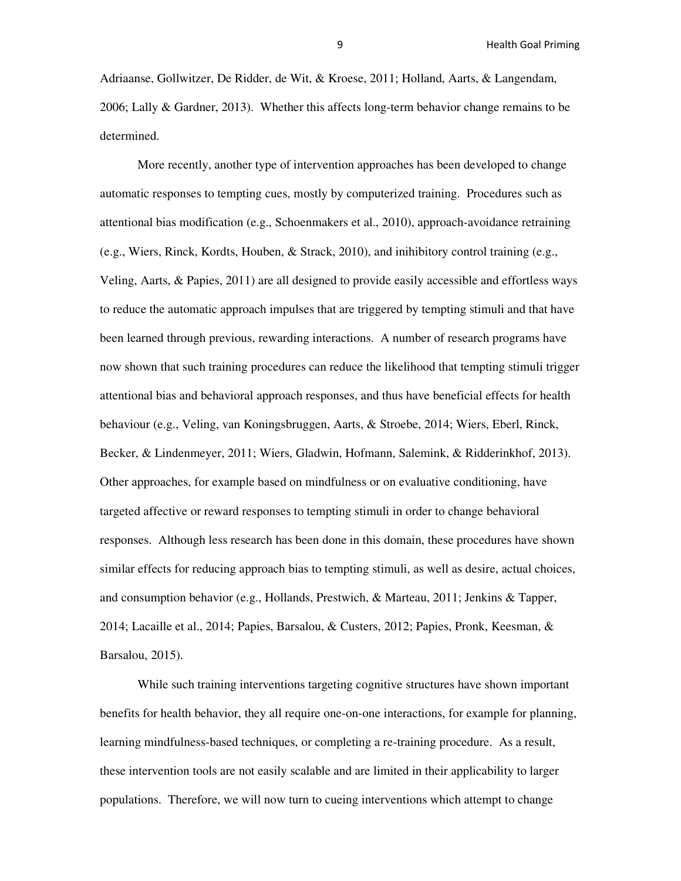Adriaanse, Gollwitzer, De Ridder, de Wit, & Kroese, 2011; Holland, Aarts, & Langendam, 2006; Lally & Gardner, 2013). Whether this affects long-term behavior change remains to be determined.

More recently, another type of intervention approaches has been developed to change automatic responses to tempting cues, mostly by computerized training. Procedures such as attentional bias modification (e.g., Schoenmakers et al., 2010), approach-avoidance retraining (e.g., Wiers, Rinck, Kordts, Houben, & Strack, 2010), and inihibitory control training (e.g., Veling, Aarts, & Papies, 2011) are all designed to provide easily accessible and effortless ways to reduce the automatic approach impulses that are triggered by tempting stimuli and that have been learned through previous, rewarding interactions. A number of research programs have now shown that such training procedures can reduce the likelihood that tempting stimuli trigger attentional bias and behavioral approach responses, and thus have beneficial effects for health behaviour (e.g., Veling, van Koningsbruggen, Aarts, & Stroebe, 2014; Wiers, Eberl, Rinck, Becker, & Lindenmeyer, 2011; Wiers, Gladwin, Hofmann, Salemink, & Ridderinkhof, 2013). Other approaches, for example based on mindfulness or on evaluative conditioning, have targeted affective or reward responses to tempting stimuli in order to change behavioral responses. Although less research has been done in this domain, these procedures have shown similar effects for reducing approach bias to tempting stimuli, as well as desire, actual choices, and consumption behavior (e.g., Hollands, Prestwich, & Marteau, 2011; Jenkins & Tapper, 2014; Lacaille et al., 2014; Papies, Barsalou, & Custers, 2012; Papies, Pronk, Keesman, & Barsalou, 2015).

While such training interventions targeting cognitive structures have shown important benefits for health behavior, they all require one-on-one interactions, for example for planning, learning mindfulness-based techniques, or completing a re-training procedure. As a result, these intervention tools are not easily scalable and are limited in their applicability to larger populations. Therefore, we will now turn to cueing interventions which attempt to change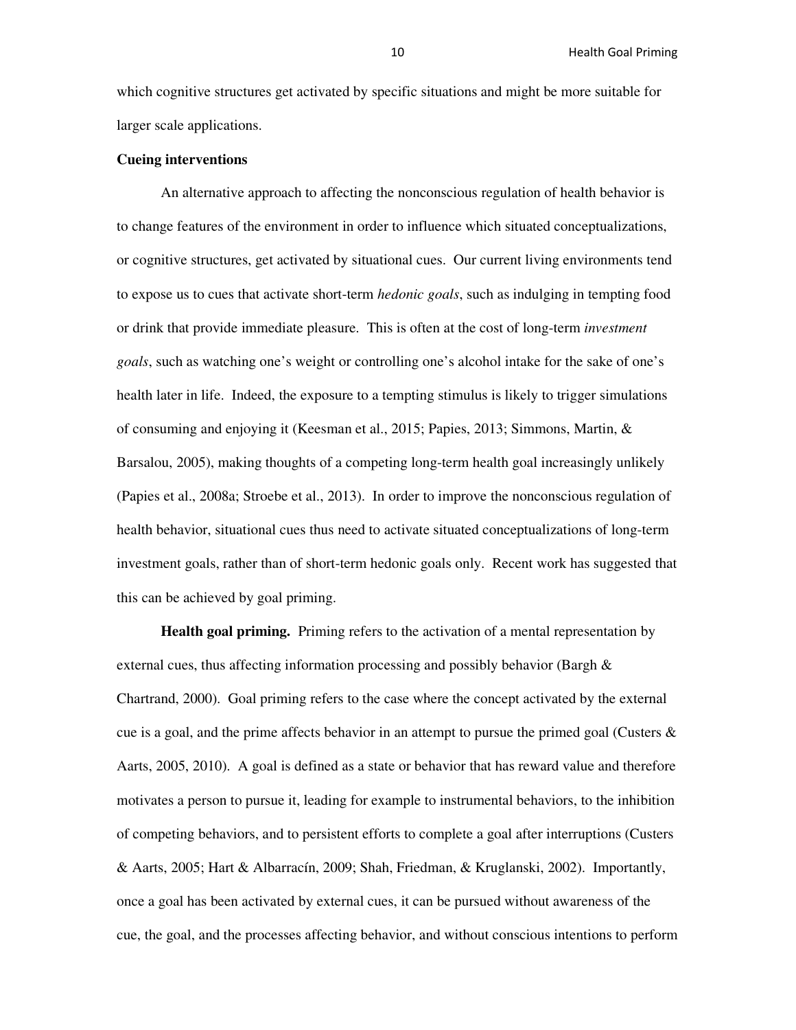which cognitive structures get activated by specific situations and might be more suitable for larger scale applications.

**Cueing interventions**

An alternative approach to affecting the nonconscious regulation of health behavior is to change features of the environment in order to influence which situated conceptualizations, or cognitive structures, get activated by situational cues. Our current living environments tend to expose us to cues that activate short-term *hedonic goals*, such as indulging in tempting food or drink that provide immediate pleasure. This is often at the cost of long-term *investment goals*, such as watching one's weight or controlling one's alcohol intake for the sake of one's health later in life. Indeed, the exposure to a tempting stimulus is likely to trigger simulations of consuming and enjoying it (Keesman et al., 2015; Papies, 2013; Simmons, Martin, & Barsalou, 2005), making thoughts of a competing long-term health goal increasingly unlikely (Papies et al., 2008a; Stroebe et al., 2013). In order to improve the nonconscious regulation of health behavior, situational cues thus need to activate situated conceptualizations of long-term investment goals, rather than of short-term hedonic goals only. Recent work has suggested that this can be achieved by goal priming.

**Health goal priming.** Priming refers to the activation of a mental representation by external cues, thus affecting information processing and possibly behavior (Bargh & Chartrand, 2000). Goal priming refers to the case where the concept activated by the external cue is a goal, and the prime affects behavior in an attempt to pursue the primed goal (Custers & Aarts, 2005, 2010). A goal is defined as a state or behavior that has reward value and therefore motivates a person to pursue it, leading for example to instrumental behaviors, to the inhibition of competing behaviors, and to persistent efforts to complete a goal after interruptions (Custers & Aarts, 2005; Hart & Albarracín, 2009; Shah, Friedman, & Kruglanski, 2002). Importantly, once a goal has been activated by external cues, it can be pursued without awareness of the cue, the goal, and the processes affecting behavior, and without conscious intentions to perform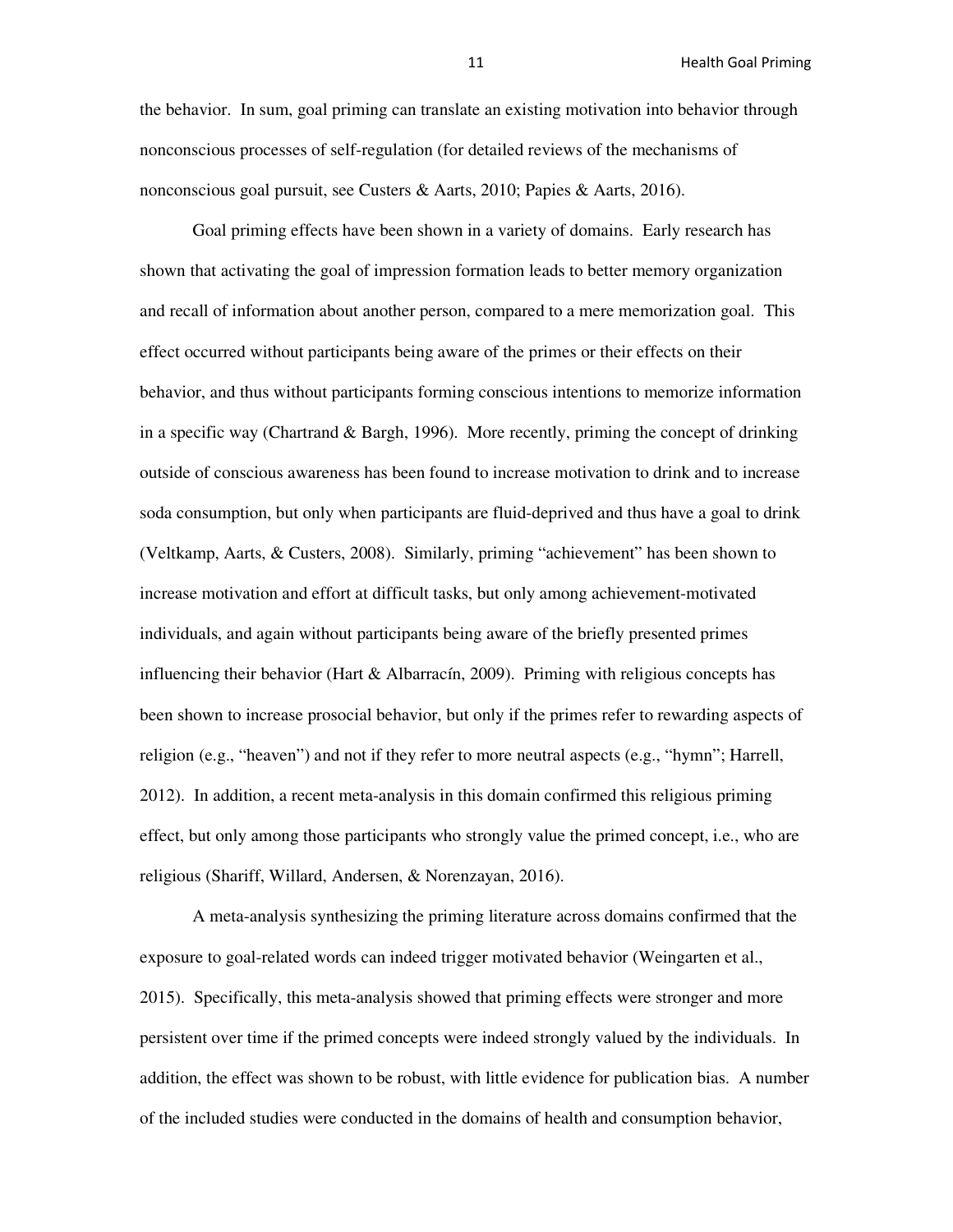the behavior. In sum, goal priming can translate an existing motivation into behavior through nonconscious processes of self-regulation (for detailed reviews of the mechanisms of nonconscious goal pursuit, see Custers & Aarts, 2010; Papies & Aarts, 2016).

Goal priming effects have been shown in a variety of domains. Early research has shown that activating the goal of impression formation leads to better memory organization and recall of information about another person, compared to a mere memorization goal. This effect occurred without participants being aware of the primes or their effects on their behavior, and thus without participants forming conscious intentions to memorize information in a specific way (Chartrand & Bargh, 1996). More recently, priming the concept of drinking outside of conscious awareness has been found to increase motivation to drink and to increase soda consumption, but only when participants are fluid-deprived and thus have a goal to drink (Veltkamp, Aarts, & Custers, 2008). Similarly, priming "achievement" has been shown to increase motivation and effort at difficult tasks, but only among achievement-motivated individuals, and again without participants being aware of the briefly presented primes influencing their behavior (Hart & Albarracín, 2009). Priming with religious concepts has been shown to increase prosocial behavior, but only if the primes refer to rewarding aspects of religion (e.g., "heaven") and not if they refer to more neutral aspects (e.g., "hymn"; Harrell, 2012). In addition, a recent meta-analysis in this domain confirmed this religious priming effect, but only among those participants who strongly value the primed concept, i.e., who are religious (Shariff, Willard, Andersen, & Norenzayan, 2016).

A meta-analysis synthesizing the priming literature across domains confirmed that the exposure to goal-related words can indeed trigger motivated behavior (Weingarten et al., 2015). Specifically, this meta-analysis showed that priming effects were stronger and more persistent over time if the primed concepts were indeed strongly valued by the individuals. In addition, the effect was shown to be robust, with little evidence for publication bias. A number of the included studies were conducted in the domains of health and consumption behavior,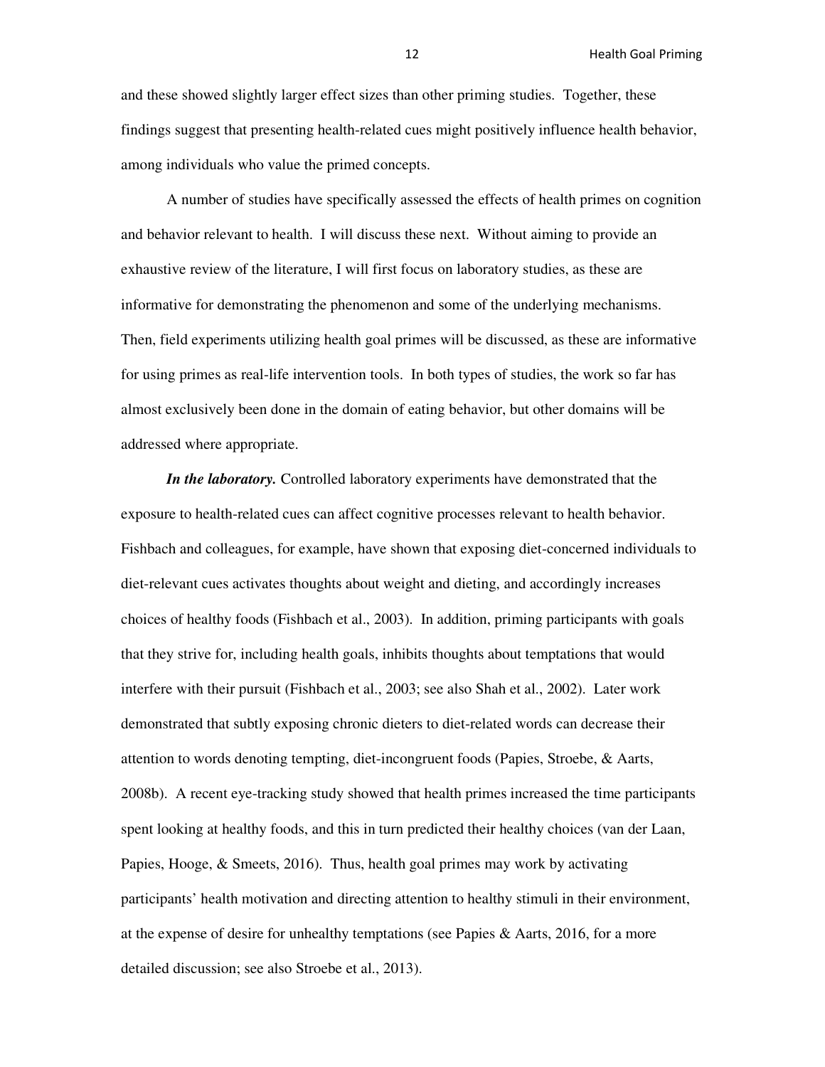and these showed slightly larger effect sizes than other priming studies. Together, these findings suggest that presenting health-related cues might positively influence health behavior, among individuals who value the primed concepts.

A number of studies have specifically assessed the effects of health primes on cognition and behavior relevant to health. I will discuss these next. Without aiming to provide an exhaustive review of the literature, I will first focus on laboratory studies, as these are informative for demonstrating the phenomenon and some of the underlying mechanisms. Then, field experiments utilizing health goal primes will be discussed, as these are informative for using primes as real-life intervention tools. In both types of studies, the work so far has almost exclusively been done in the domain of eating behavior, but other domains will be addressed where appropriate.

***In the laboratory.*** Controlled laboratory experiments have demonstrated that the exposure to health-related cues can affect cognitive processes relevant to health behavior. Fishbach and colleagues, for example, have shown that exposing diet-concerned individuals to diet-relevant cues activates thoughts about weight and dieting, and accordingly increases choices of healthy foods (Fishbach et al., 2003). In addition, priming participants with goals that they strive for, including health goals, inhibits thoughts about temptations that would interfere with their pursuit (Fishbach et al., 2003; see also Shah et al., 2002). Later work demonstrated that subtly exposing chronic dieters to diet-related words can decrease their attention to words denoting tempting, diet-incongruent foods (Papies, Stroebe, & Aarts, 2008b). A recent eye-tracking study showed that health primes increased the time participants spent looking at healthy foods, and this in turn predicted their healthy choices (van der Laan, Papies, Hooge, & Smeets, 2016). Thus, health goal primes may work by activating participants' health motivation and directing attention to healthy stimuli in their environment, at the expense of desire for unhealthy temptations (see Papies & Aarts, 2016, for a more detailed discussion; see also Stroebe et al., 2013).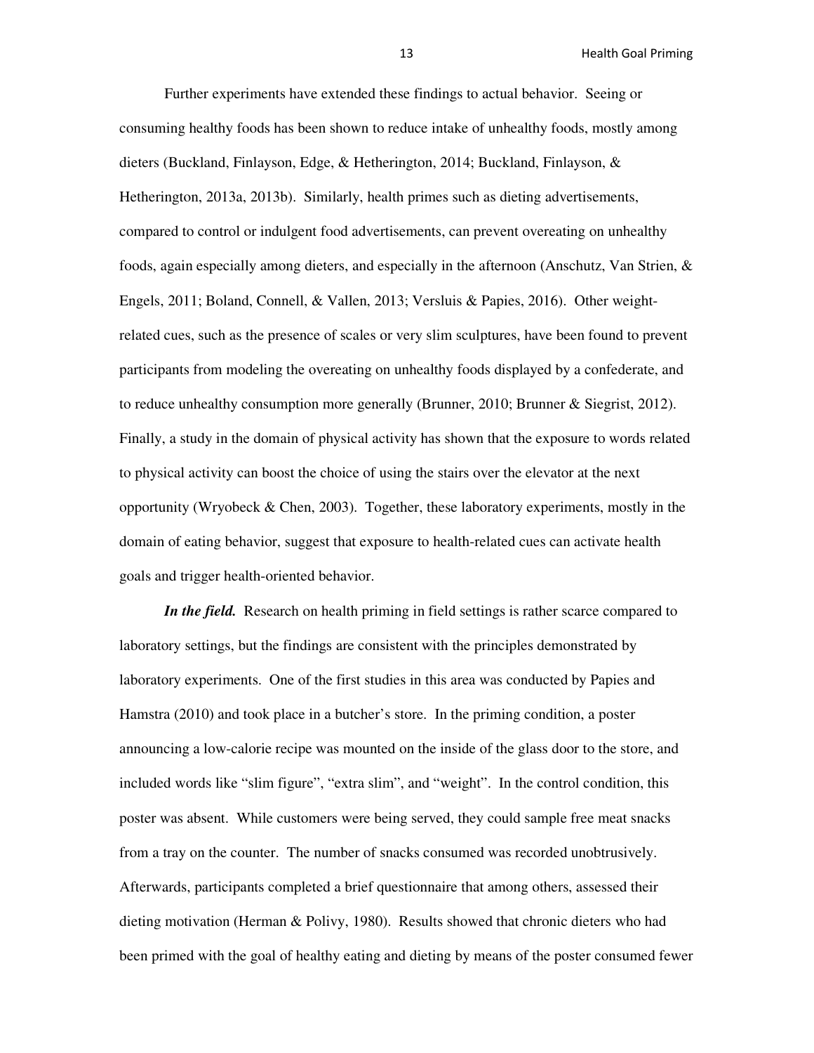Further experiments have extended these findings to actual behavior. Seeing or consuming healthy foods has been shown to reduce intake of unhealthy foods, mostly among dieters (Buckland, Finlayson, Edge, & Hetherington, 2014; Buckland, Finlayson, & Hetherington, 2013a, 2013b). Similarly, health primes such as dieting advertisements, compared to control or indulgent food advertisements, can prevent overeating on unhealthy foods, again especially among dieters, and especially in the afternoon (Anschutz, Van Strien, & Engels, 2011; Boland, Connell, & Vallen, 2013; Versluis & Papies, 2016). Other weight-related cues, such as the presence of scales or very slim sculptures, have been found to prevent participants from modeling the overeating on unhealthy foods displayed by a confederate, and to reduce unhealthy consumption more generally (Brunner, 2010; Brunner & Siegrist, 2012). Finally, a study in the domain of physical activity has shown that the exposure to words related to physical activity can boost the choice of using the stairs over the elevator at the next opportunity (Wryobeck & Chen, 2003). Together, these laboratory experiments, mostly in the domain of eating behavior, suggest that exposure to health-related cues can activate health goals and trigger health-oriented behavior.

***In the field.*** Research on health priming in field settings is rather scarce compared to laboratory settings, but the findings are consistent with the principles demonstrated by laboratory experiments. One of the first studies in this area was conducted by Papies and Hamstra (2010) and took place in a butcher's store. In the priming condition, a poster announcing a low-calorie recipe was mounted on the inside of the glass door to the store, and included words like "slim figure", "extra slim", and "weight". In the control condition, this poster was absent. While customers were being served, they could sample free meat snacks from a tray on the counter. The number of snacks consumed was recorded unobtrusively. Afterwards, participants completed a brief questionnaire that among others, assessed their dieting motivation (Herman & Polivy, 1980). Results showed that chronic dieters who had been primed with the goal of healthy eating and dieting by means of the poster consumed fewer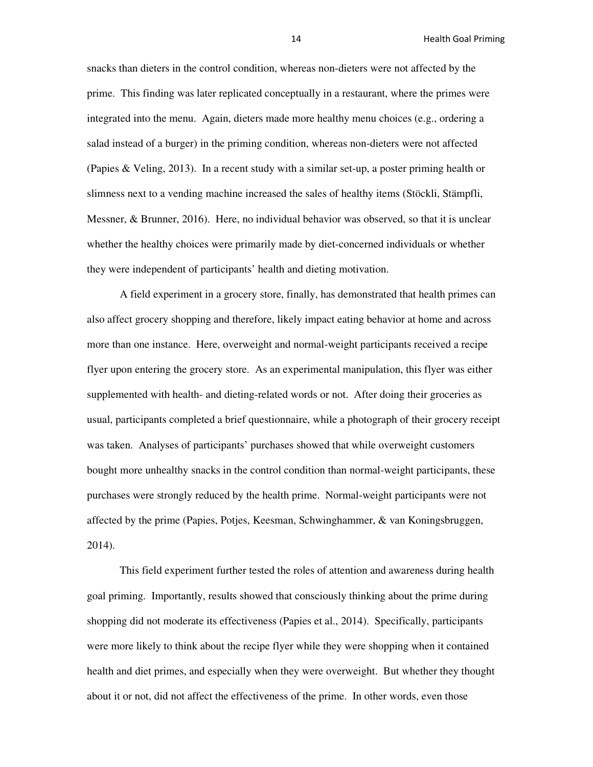snacks than dieters in the control condition, whereas non-dieters were not affected by the prime. This finding was later replicated conceptually in a restaurant, where the primes were integrated into the menu. Again, dieters made more healthy menu choices (e.g., ordering a salad instead of a burger) in the priming condition, whereas non-dieters were not affected (Papies & Veling, 2013). In a recent study with a similar set-up, a poster priming health or slimness next to a vending machine increased the sales of healthy items (Stöckli, Stämpfli, Messner, & Brunner, 2016). Here, no individual behavior was observed, so that it is unclear whether the healthy choices were primarily made by diet-concerned individuals or whether they were independent of participants' health and dieting motivation.

A field experiment in a grocery store, finally, has demonstrated that health primes can also affect grocery shopping and therefore, likely impact eating behavior at home and across more than one instance. Here, overweight and normal-weight participants received a recipe flyer upon entering the grocery store. As an experimental manipulation, this flyer was either supplemented with health- and dieting-related words or not. After doing their groceries as usual, participants completed a brief questionnaire, while a photograph of their grocery receipt was taken. Analyses of participants' purchases showed that while overweight customers bought more unhealthy snacks in the control condition than normal-weight participants, these purchases were strongly reduced by the health prime. Normal-weight participants were not affected by the prime (Papies, Potjes, Keesman, Schwinghammer, & van Koningsbruggen, 2014).

This field experiment further tested the roles of attention and awareness during health goal priming. Importantly, results showed that consciously thinking about the prime during shopping did not moderate its effectiveness (Papies et al., 2014). Specifically, participants were more likely to think about the recipe flyer while they were shopping when it contained health and diet primes, and especially when they were overweight. But whether they thought about it or not, did not affect the effectiveness of the prime. In other words, even those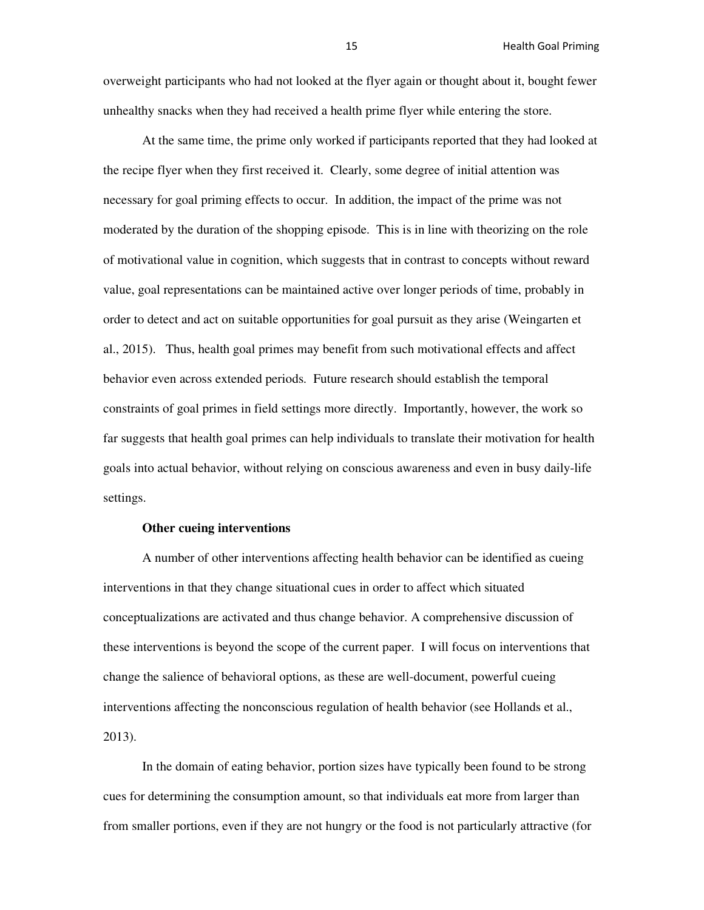overweight participants who had not looked at the flyer again or thought about it, bought fewer unhealthy snacks when they had received a health prime flyer while entering the store.

At the same time, the prime only worked if participants reported that they had looked at the recipe flyer when they first received it. Clearly, some degree of initial attention was necessary for goal priming effects to occur. In addition, the impact of the prime was not moderated by the duration of the shopping episode. This is in line with theorizing on the role of motivational value in cognition, which suggests that in contrast to concepts without reward value, goal representations can be maintained active over longer periods of time, probably in order to detect and act on suitable opportunities for goal pursuit as they arise (Weingarten et al., 2015). Thus, health goal primes may benefit from such motivational effects and affect behavior even across extended periods. Future research should establish the temporal constraints of goal primes in field settings more directly. Importantly, however, the work so far suggests that health goal primes can help individuals to translate their motivation for health goals into actual behavior, without relying on conscious awareness and even in busy daily-life settings.

**Other cueing interventions**

A number of other interventions affecting health behavior can be identified as cueing interventions in that they change situational cues in order to affect which situated conceptualizations are activated and thus change behavior. A comprehensive discussion of these interventions is beyond the scope of the current paper. I will focus on interventions that change the salience of behavioral options, as these are well-document, powerful cueing interventions affecting the nonconscious regulation of health behavior (see Hollands et al., 2013).

In the domain of eating behavior, portion sizes have typically been found to be strong cues for determining the consumption amount, so that individuals eat more from larger than from smaller portions, even if they are not hungry or the food is not particularly attractive (for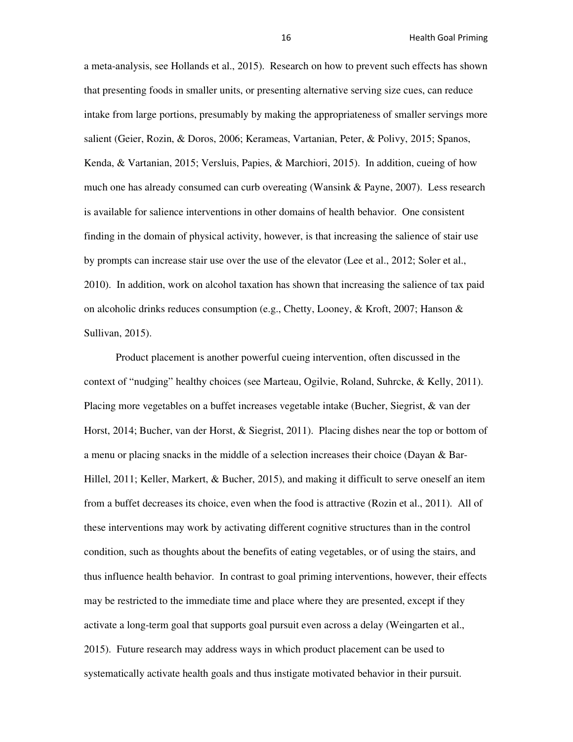a meta-analysis, see Hollands et al., 2015). Research on how to prevent such effects has shown that presenting foods in smaller units, or presenting alternative serving size cues, can reduce intake from large portions, presumably by making the appropriateness of smaller servings more salient (Geier, Rozin, & Doros, 2006; Kerameas, Vartanian, Peter, & Polivy, 2015; Spanos, Kenda, & Vartanian, 2015; Versluis, Papies, & Marchiori, 2015). In addition, cueing of how much one has already consumed can curb overeating (Wansink & Payne, 2007). Less research is available for salience interventions in other domains of health behavior. One consistent finding in the domain of physical activity, however, is that increasing the salience of stair use by prompts can increase stair use over the use of the elevator (Lee et al., 2012; Soler et al., 2010). In addition, work on alcohol taxation has shown that increasing the salience of tax paid on alcoholic drinks reduces consumption (e.g., Chetty, Looney, & Kroft, 2007; Hanson & Sullivan, 2015).

Product placement is another powerful cueing intervention, often discussed in the context of "nudging" healthy choices (see Marteau, Ogilvie, Roland, Suhrcke, & Kelly, 2011). Placing more vegetables on a buffet increases vegetable intake (Bucher, Siegrist, & van der Horst, 2014; Bucher, van der Horst, & Siegrist, 2011). Placing dishes near the top or bottom of a menu or placing snacks in the middle of a selection increases their choice (Dayan & Bar-Hillel, 2011; Keller, Markert, & Bucher, 2015), and making it difficult to serve oneself an item from a buffet decreases its choice, even when the food is attractive (Rozin et al., 2011). All of these interventions may work by activating different cognitive structures than in the control condition, such as thoughts about the benefits of eating vegetables, or of using the stairs, and thus influence health behavior. In contrast to goal priming interventions, however, their effects may be restricted to the immediate time and place where they are presented, except if they activate a long-term goal that supports goal pursuit even across a delay (Weingarten et al., 2015). Future research may address ways in which product placement can be used to systematically activate health goals and thus instigate motivated behavior in their pursuit.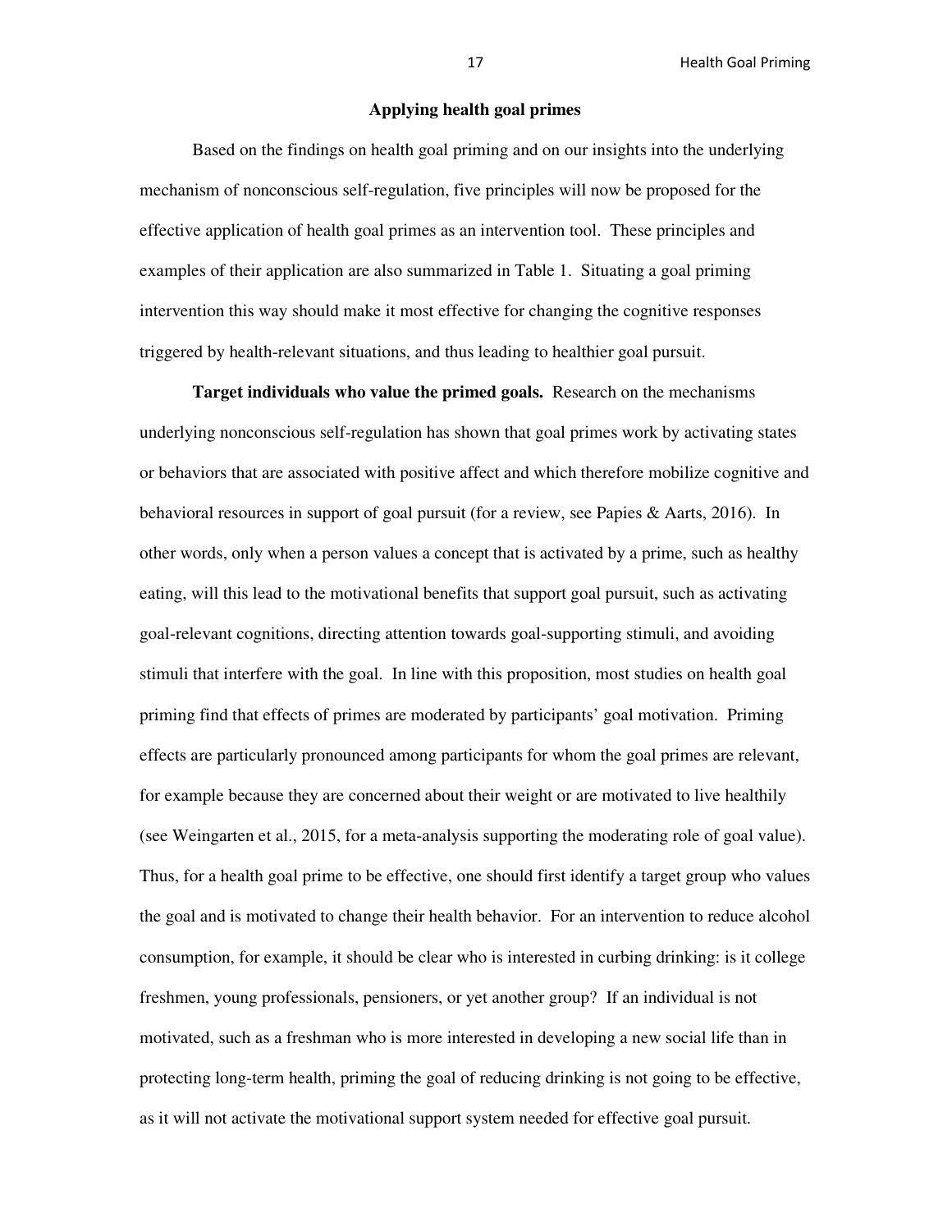## Applying health goal primes

Based on the findings on health goal priming and on our insights into the underlying mechanism of nonconscious self-regulation, five principles will now be proposed for the effective application of health goal primes as an intervention tool. These principles and examples of their application are also summarized in Table 1. Situating a goal priming intervention this way should make it most effective for changing the cognitive responses triggered by health-relevant situations, and thus leading to healthier goal pursuit.

**Target individuals who value the primed goals.** Research on the mechanisms underlying nonconscious self-regulation has shown that goal primes work by activating states or behaviors that are associated with positive affect and which therefore mobilize cognitive and behavioral resources in support of goal pursuit (for a review, see Papies & Aarts, 2016). In other words, only when a person values a concept that is activated by a prime, such as healthy eating, will this lead to the motivational benefits that support goal pursuit, such as activating goal-relevant cognitions, directing attention towards goal-supporting stimuli, and avoiding stimuli that interfere with the goal. In line with this proposition, most studies on health goal priming find that effects of primes are moderated by participants' goal motivation. Priming effects are particularly pronounced among participants for whom the goal primes are relevant, for example because they are concerned about their weight or are motivated to live healthily (see Weingarten et al., 2015, for a meta-analysis supporting the moderating role of goal value). Thus, for a health goal prime to be effective, one should first identify a target group who values the goal and is motivated to change their health behavior. For an intervention to reduce alcohol consumption, for example, it should be clear who is interested in curbing drinking: is it college freshmen, young professionals, pensioners, or yet another group? If an individual is not motivated, such as a freshman who is more interested in developing a new social life than in protecting long-term health, priming the goal of reducing drinking is not going to be effective, as it will not activate the motivational support system needed for effective goal pursuit.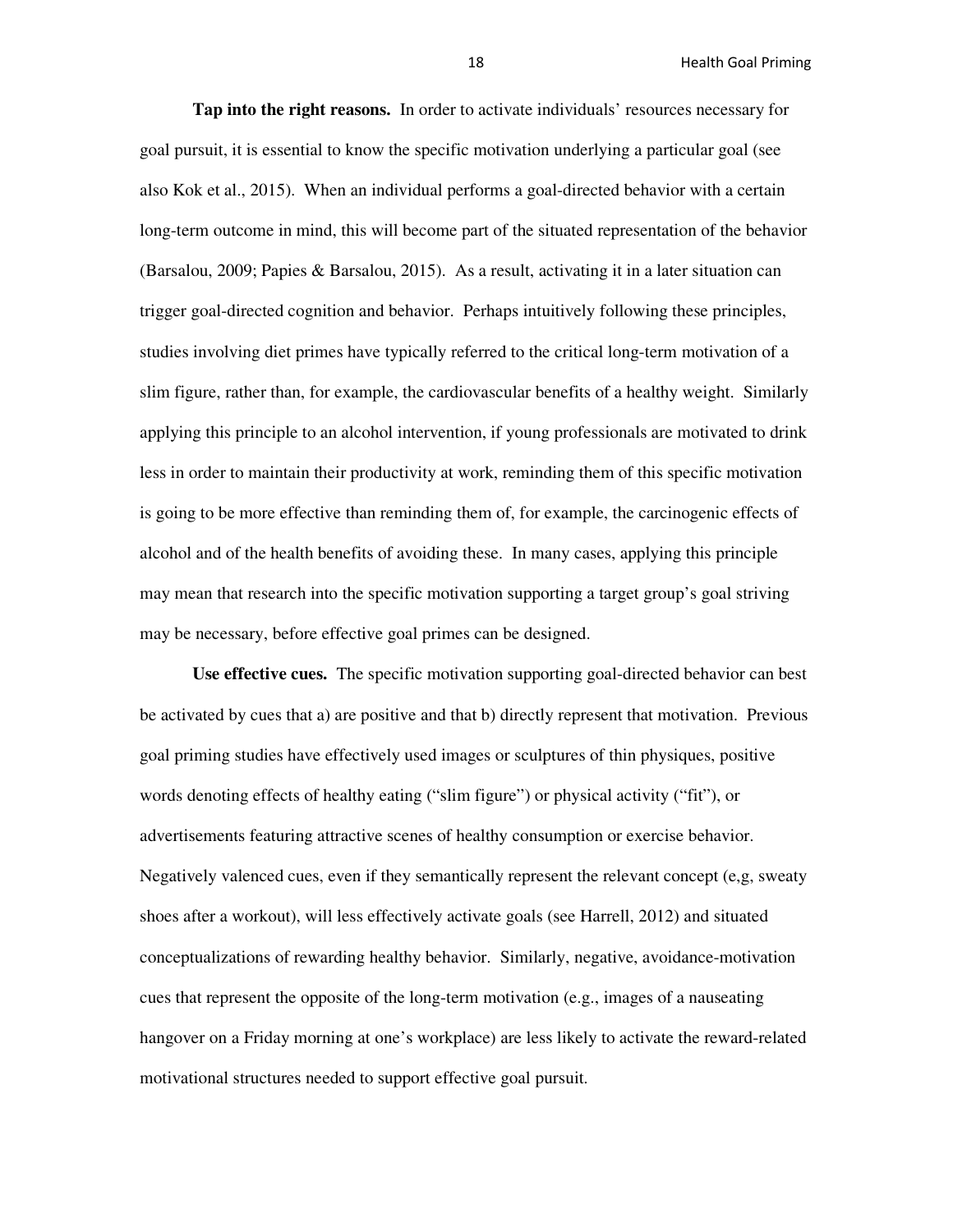**Tap into the right reasons.** In order to activate individuals' resources necessary for goal pursuit, it is essential to know the specific motivation underlying a particular goal (see also Kok et al., 2015). When an individual performs a goal-directed behavior with a certain long-term outcome in mind, this will become part of the situated representation of the behavior (Barsalou, 2009; Papies & Barsalou, 2015). As a result, activating it in a later situation can trigger goal-directed cognition and behavior. Perhaps intuitively following these principles, studies involving diet primes have typically referred to the critical long-term motivation of a slim figure, rather than, for example, the cardiovascular benefits of a healthy weight. Similarly applying this principle to an alcohol intervention, if young professionals are motivated to drink less in order to maintain their productivity at work, reminding them of this specific motivation is going to be more effective than reminding them of, for example, the carcinogenic effects of alcohol and of the health benefits of avoiding these. In many cases, applying this principle may mean that research into the specific motivation supporting a target group's goal striving may be necessary, before effective goal primes can be designed.

**Use effective cues.** The specific motivation supporting goal-directed behavior can best be activated by cues that a) are positive and that b) directly represent that motivation. Previous goal priming studies have effectively used images or sculptures of thin physiques, positive words denoting effects of healthy eating ("slim figure") or physical activity ("fit"), or advertisements featuring attractive scenes of healthy consumption or exercise behavior. Negatively valenced cues, even if they semantically represent the relevant concept (e,g, sweaty shoes after a workout), will less effectively activate goals (see Harrell, 2012) and situated conceptualizations of rewarding healthy behavior. Similarly, negative, avoidance-motivation cues that represent the opposite of the long-term motivation (e.g., images of a nauseating hangover on a Friday morning at one's workplace) are less likely to activate the reward-related motivational structures needed to support effective goal pursuit.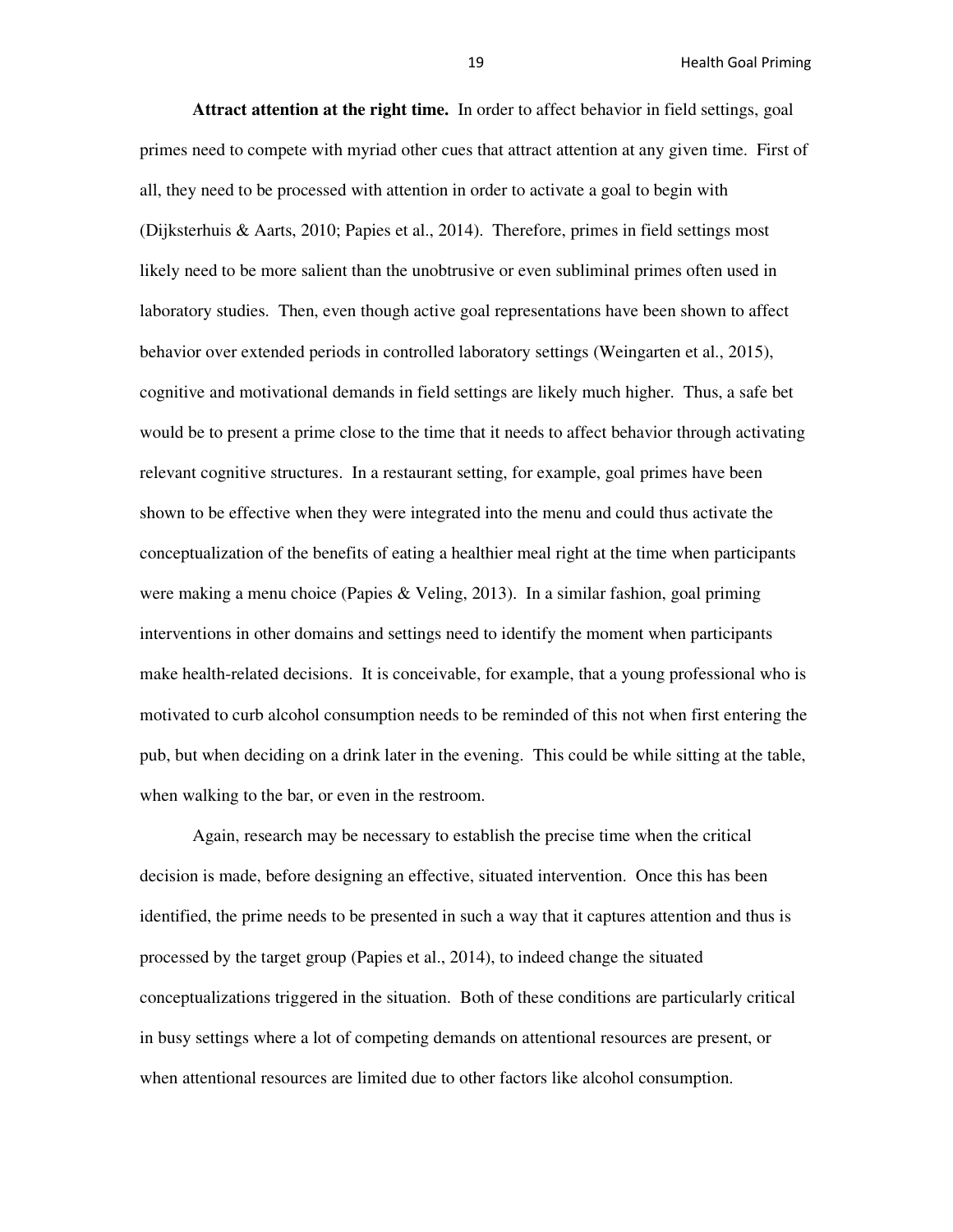**Attract attention at the right time.** In order to affect behavior in field settings, goal primes need to compete with myriad other cues that attract attention at any given time. First of all, they need to be processed with attention in order to activate a goal to begin with (Dijksterhuis & Aarts, 2010; Papies et al., 2014). Therefore, primes in field settings most likely need to be more salient than the unobtrusive or even subliminal primes often used in laboratory studies. Then, even though active goal representations have been shown to affect behavior over extended periods in controlled laboratory settings (Weingarten et al., 2015), cognitive and motivational demands in field settings are likely much higher. Thus, a safe bet would be to present a prime close to the time that it needs to affect behavior through activating relevant cognitive structures. In a restaurant setting, for example, goal primes have been shown to be effective when they were integrated into the menu and could thus activate the conceptualization of the benefits of eating a healthier meal right at the time when participants were making a menu choice (Papies & Veling, 2013). In a similar fashion, goal priming interventions in other domains and settings need to identify the moment when participants make health-related decisions. It is conceivable, for example, that a young professional who is motivated to curb alcohol consumption needs to be reminded of this not when first entering the pub, but when deciding on a drink later in the evening. This could be while sitting at the table, when walking to the bar, or even in the restroom.

Again, research may be necessary to establish the precise time when the critical decision is made, before designing an effective, situated intervention. Once this has been identified, the prime needs to be presented in such a way that it captures attention and thus is processed by the target group (Papies et al., 2014), to indeed change the situated conceptualizations triggered in the situation. Both of these conditions are particularly critical in busy settings where a lot of competing demands on attentional resources are present, or when attentional resources are limited due to other factors like alcohol consumption.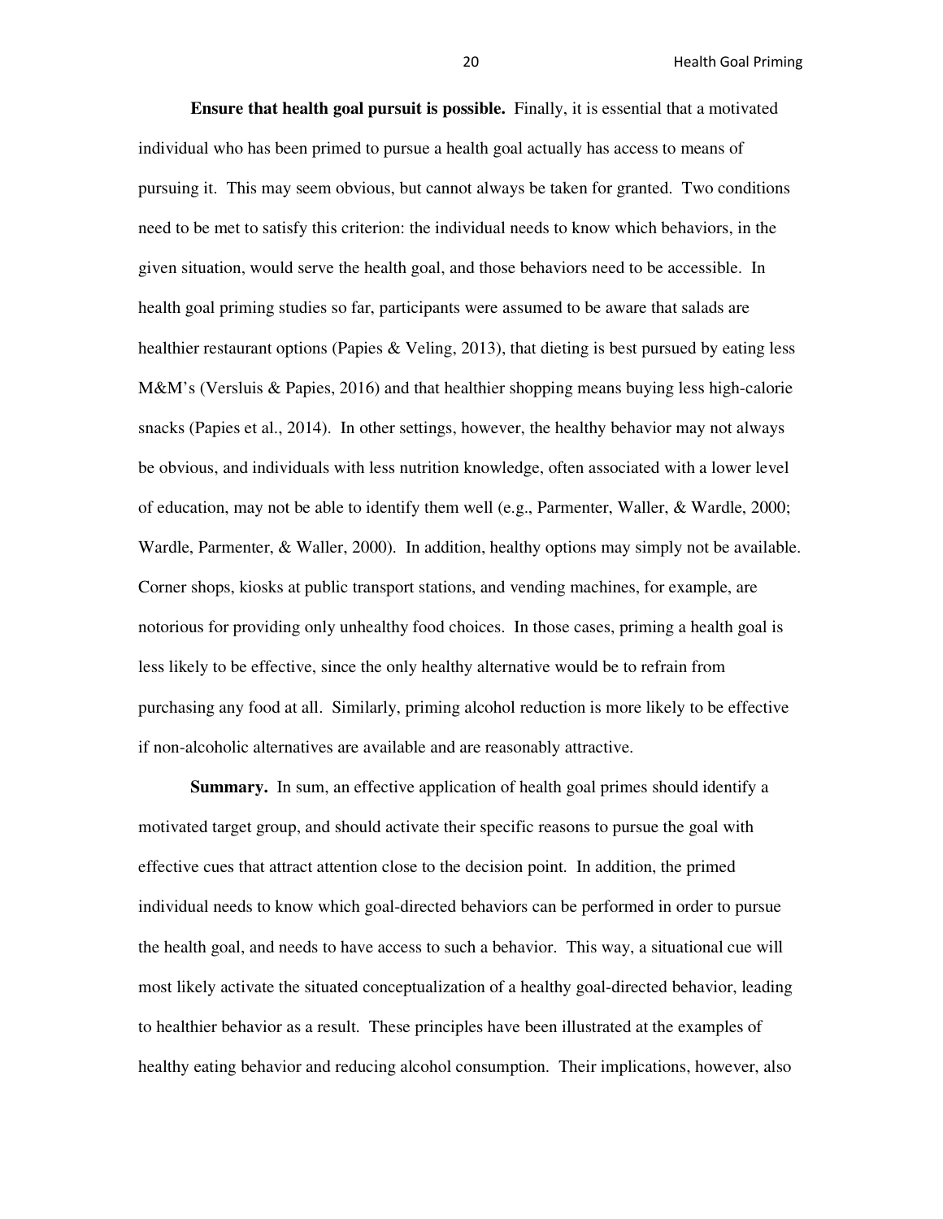**Ensure that health goal pursuit is possible.** Finally, it is essential that a motivated individual who has been primed to pursue a health goal actually has access to means of pursuing it. This may seem obvious, but cannot always be taken for granted. Two conditions need to be met to satisfy this criterion: the individual needs to know which behaviors, in the given situation, would serve the health goal, and those behaviors need to be accessible. In health goal priming studies so far, participants were assumed to be aware that salads are healthier restaurant options (Papies & Veling, 2013), that dieting is best pursued by eating less M&M's (Versluis & Papies, 2016) and that healthier shopping means buying less high-calorie snacks (Papies et al., 2014). In other settings, however, the healthy behavior may not always be obvious, and individuals with less nutrition knowledge, often associated with a lower level of education, may not be able to identify them well (e.g., Parmenter, Waller, & Wardle, 2000; Wardle, Parmenter, & Waller, 2000). In addition, healthy options may simply not be available. Corner shops, kiosks at public transport stations, and vending machines, for example, are notorious for providing only unhealthy food choices. In those cases, priming a health goal is less likely to be effective, since the only healthy alternative would be to refrain from purchasing any food at all. Similarly, priming alcohol reduction is more likely to be effective if non-alcoholic alternatives are available and are reasonably attractive.

**Summary.** In sum, an effective application of health goal primes should identify a motivated target group, and should activate their specific reasons to pursue the goal with effective cues that attract attention close to the decision point. In addition, the primed individual needs to know which goal-directed behaviors can be performed in order to pursue the health goal, and needs to have access to such a behavior. This way, a situational cue will most likely activate the situated conceptualization of a healthy goal-directed behavior, leading to healthier behavior as a result. These principles have been illustrated at the examples of healthy eating behavior and reducing alcohol consumption. Their implications, however, also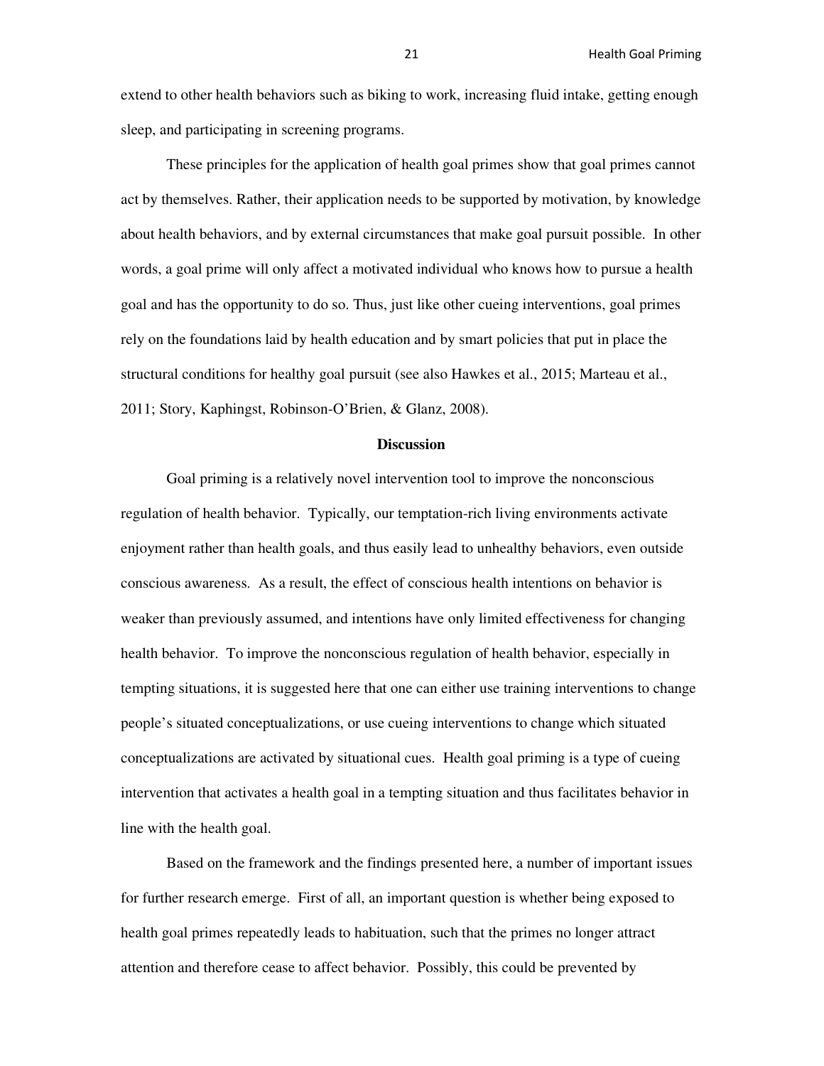extend to other health behaviors such as biking to work, increasing fluid intake, getting enough sleep, and participating in screening programs.

These principles for the application of health goal primes show that goal primes cannot act by themselves. Rather, their application needs to be supported by motivation, by knowledge about health behaviors, and by external circumstances that make goal pursuit possible. In other words, a goal prime will only affect a motivated individual who knows how to pursue a health goal and has the opportunity to do so. Thus, just like other cueing interventions, goal primes rely on the foundations laid by health education and by smart policies that put in place the structural conditions for healthy goal pursuit (see also Hawkes et al., 2015; Marteau et al., 2011; Story, Kaphingst, Robinson-O'Brien, & Glanz, 2008).

## Discussion

Goal priming is a relatively novel intervention tool to improve the nonconscious regulation of health behavior. Typically, our temptation-rich living environments activate enjoyment rather than health goals, and thus easily lead to unhealthy behaviors, even outside conscious awareness. As a result, the effect of conscious health intentions on behavior is weaker than previously assumed, and intentions have only limited effectiveness for changing health behavior. To improve the nonconscious regulation of health behavior, especially in tempting situations, it is suggested here that one can either use training interventions to change people's situated conceptualizations, or use cueing interventions to change which situated conceptualizations are activated by situational cues. Health goal priming is a type of cueing intervention that activates a health goal in a tempting situation and thus facilitates behavior in line with the health goal.

Based on the framework and the findings presented here, a number of important issues for further research emerge. First of all, an important question is whether being exposed to health goal primes repeatedly leads to habituation, such that the primes no longer attract attention and therefore cease to affect behavior. Possibly, this could be prevented by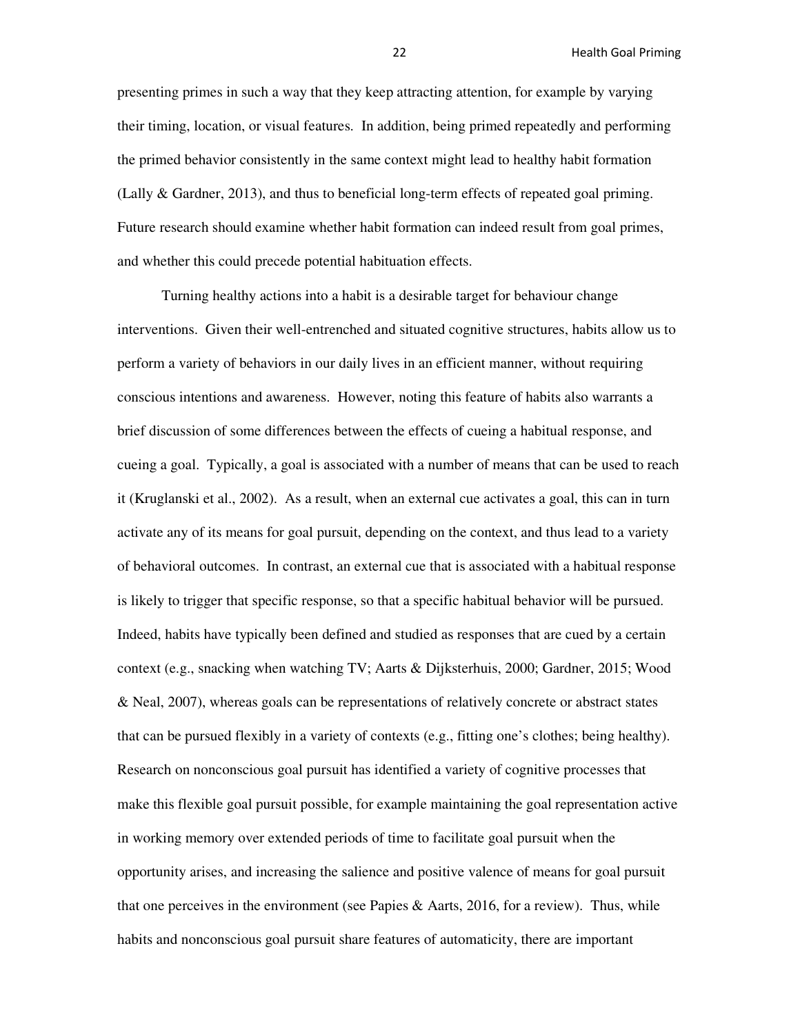presenting primes in such a way that they keep attracting attention, for example by varying their timing, location, or visual features. In addition, being primed repeatedly and performing the primed behavior consistently in the same context might lead to healthy habit formation (Lally & Gardner, 2013), and thus to beneficial long-term effects of repeated goal priming. Future research should examine whether habit formation can indeed result from goal primes, and whether this could precede potential habituation effects.

Turning healthy actions into a habit is a desirable target for behaviour change interventions. Given their well-entrenched and situated cognitive structures, habits allow us to perform a variety of behaviors in our daily lives in an efficient manner, without requiring conscious intentions and awareness. However, noting this feature of habits also warrants a brief discussion of some differences between the effects of cueing a habitual response, and cueing a goal. Typically, a goal is associated with a number of means that can be used to reach it (Kruglanski et al., 2002). As a result, when an external cue activates a goal, this can in turn activate any of its means for goal pursuit, depending on the context, and thus lead to a variety of behavioral outcomes. In contrast, an external cue that is associated with a habitual response is likely to trigger that specific response, so that a specific habitual behavior will be pursued. Indeed, habits have typically been defined and studied as responses that are cued by a certain context (e.g., snacking when watching TV; Aarts & Dijksterhuis, 2000; Gardner, 2015; Wood & Neal, 2007), whereas goals can be representations of relatively concrete or abstract states that can be pursued flexibly in a variety of contexts (e.g., fitting one's clothes; being healthy). Research on nonconscious goal pursuit has identified a variety of cognitive processes that make this flexible goal pursuit possible, for example maintaining the goal representation active in working memory over extended periods of time to facilitate goal pursuit when the opportunity arises, and increasing the salience and positive valence of means for goal pursuit that one perceives in the environment (see Papies & Aarts, 2016, for a review). Thus, while habits and nonconscious goal pursuit share features of automaticity, there are important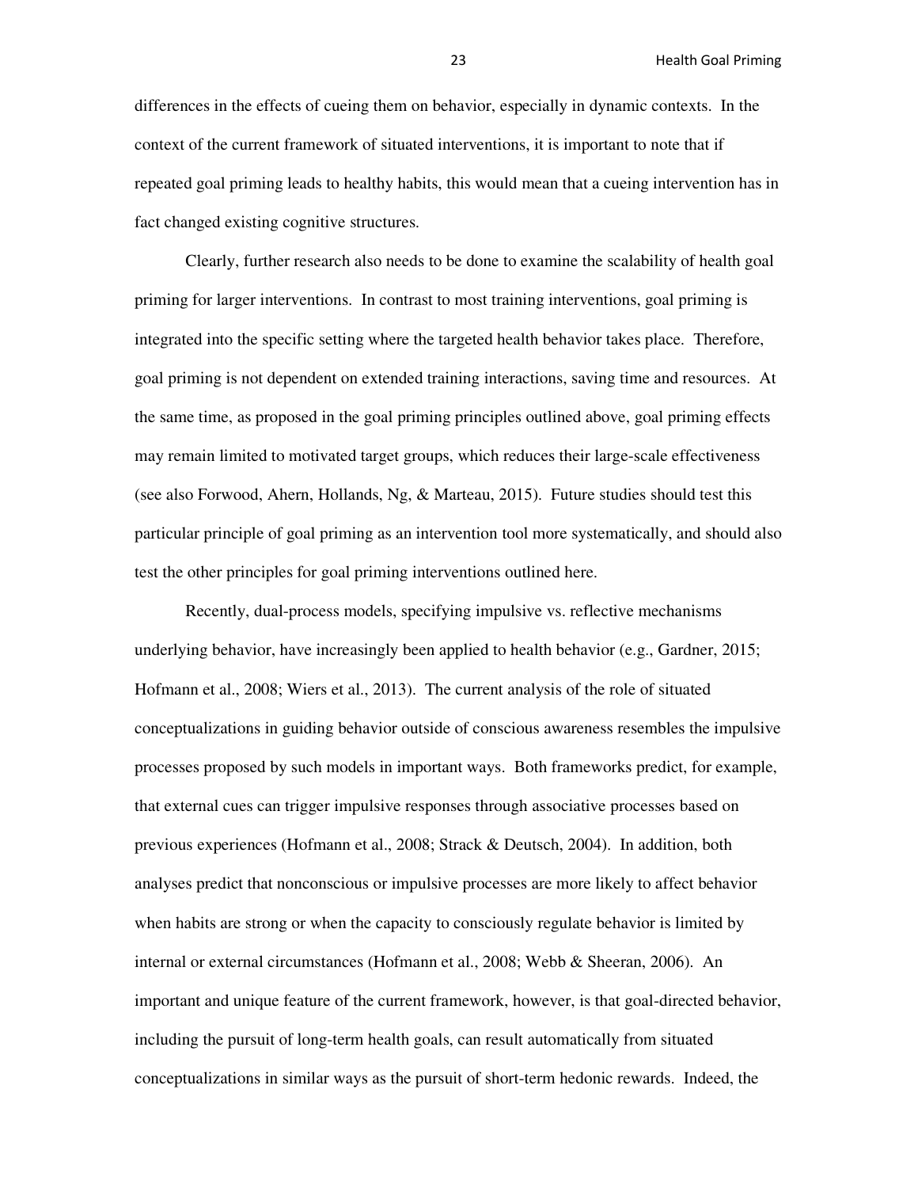differences in the effects of cueing them on behavior, especially in dynamic contexts. In the context of the current framework of situated interventions, it is important to note that if repeated goal priming leads to healthy habits, this would mean that a cueing intervention has in fact changed existing cognitive structures.

Clearly, further research also needs to be done to examine the scalability of health goal priming for larger interventions. In contrast to most training interventions, goal priming is integrated into the specific setting where the targeted health behavior takes place. Therefore, goal priming is not dependent on extended training interactions, saving time and resources. At the same time, as proposed in the goal priming principles outlined above, goal priming effects may remain limited to motivated target groups, which reduces their large-scale effectiveness (see also Forwood, Ahern, Hollands, Ng, & Marteau, 2015). Future studies should test this particular principle of goal priming as an intervention tool more systematically, and should also test the other principles for goal priming interventions outlined here.

Recently, dual-process models, specifying impulsive vs. reflective mechanisms underlying behavior, have increasingly been applied to health behavior (e.g., Gardner, 2015; Hofmann et al., 2008; Wiers et al., 2013). The current analysis of the role of situated conceptualizations in guiding behavior outside of conscious awareness resembles the impulsive processes proposed by such models in important ways. Both frameworks predict, for example, that external cues can trigger impulsive responses through associative processes based on previous experiences (Hofmann et al., 2008; Strack & Deutsch, 2004). In addition, both analyses predict that nonconscious or impulsive processes are more likely to affect behavior when habits are strong or when the capacity to consciously regulate behavior is limited by internal or external circumstances (Hofmann et al., 2008; Webb & Sheeran, 2006). An important and unique feature of the current framework, however, is that goal-directed behavior, including the pursuit of long-term health goals, can result automatically from situated conceptualizations in similar ways as the pursuit of short-term hedonic rewards. Indeed, the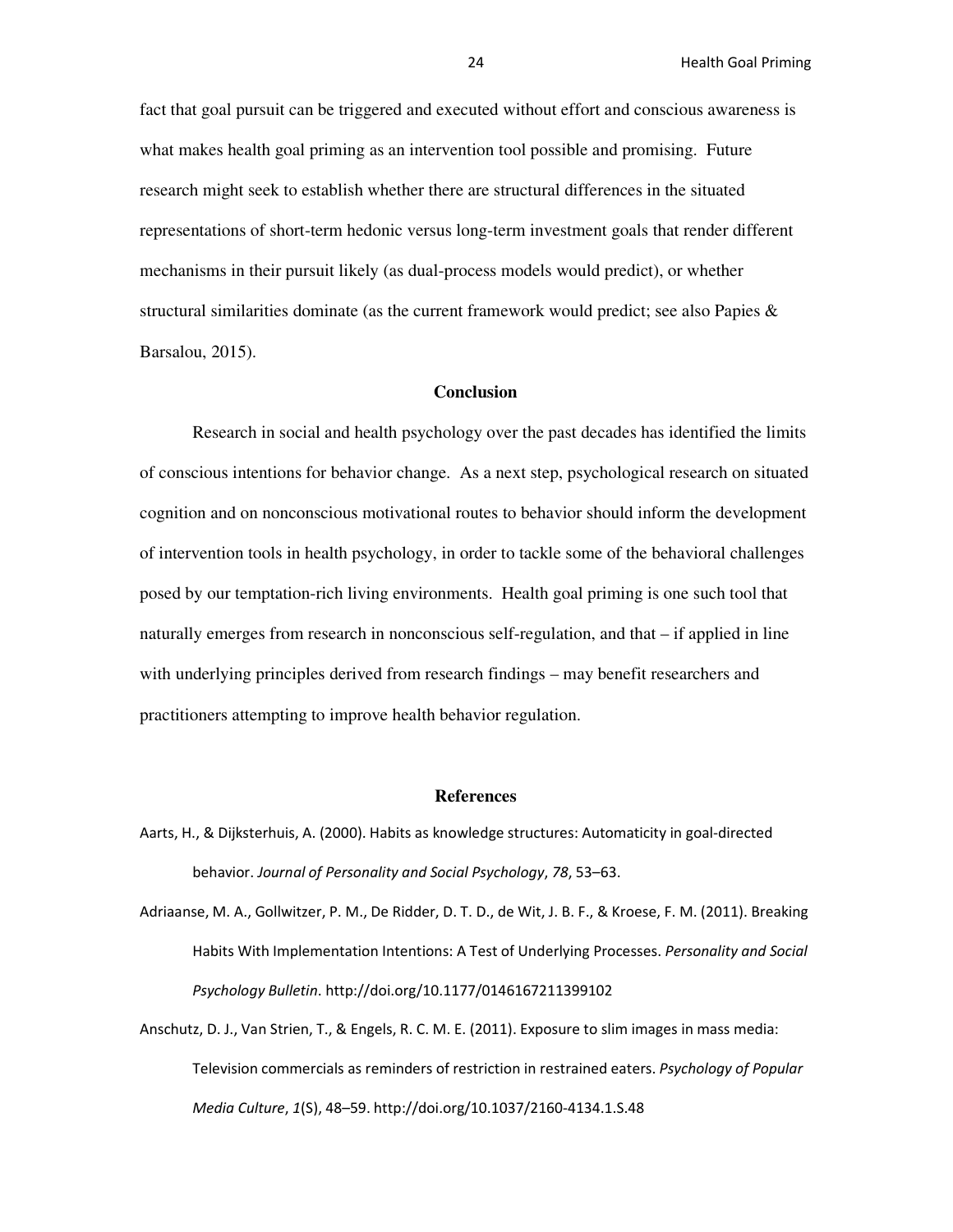fact that goal pursuit can be triggered and executed without effort and conscious awareness is what makes health goal priming as an intervention tool possible and promising. Future research might seek to establish whether there are structural differences in the situated representations of short-term hedonic versus long-term investment goals that render different mechanisms in their pursuit likely (as dual-process models would predict), or whether structural similarities dominate (as the current framework would predict; see also Papies & Barsalou, 2015).

## Conclusion

Research in social and health psychology over the past decades has identified the limits of conscious intentions for behavior change. As a next step, psychological research on situated cognition and on nonconscious motivational routes to behavior should inform the development of intervention tools in health psychology, in order to tackle some of the behavioral challenges posed by our temptation-rich living environments. Health goal priming is one such tool that naturally emerges from research in nonconscious self-regulation, and that – if applied in line with underlying principles derived from research findings – may benefit researchers and practitioners attempting to improve health behavior regulation.

## References

Aarts, H., & Dijksterhuis, A. (2000). Habits as knowledge structures: Automaticity in goal-directed behavior. *Journal of Personality and Social Psychology*, *78*, 53–63.

Adriaanse, M. A., Gollwitzer, P. M., De Ridder, D. T. D., de Wit, J. B. F., & Kroese, F. M. (2011). Breaking Habits With Implementation Intentions: A Test of Underlying Processes. *Personality and Social Psychology Bulletin*. http://doi.org/10.1177/0146167211399102

Anschutz, D. J., Van Strien, T., & Engels, R. C. M. E. (2011). Exposure to slim images in mass media: Television commercials as reminders of restriction in restrained eaters. *Psychology of Popular Media Culture*, *1*(S), 48–59. http://doi.org/10.1037/2160-4134.1.S.48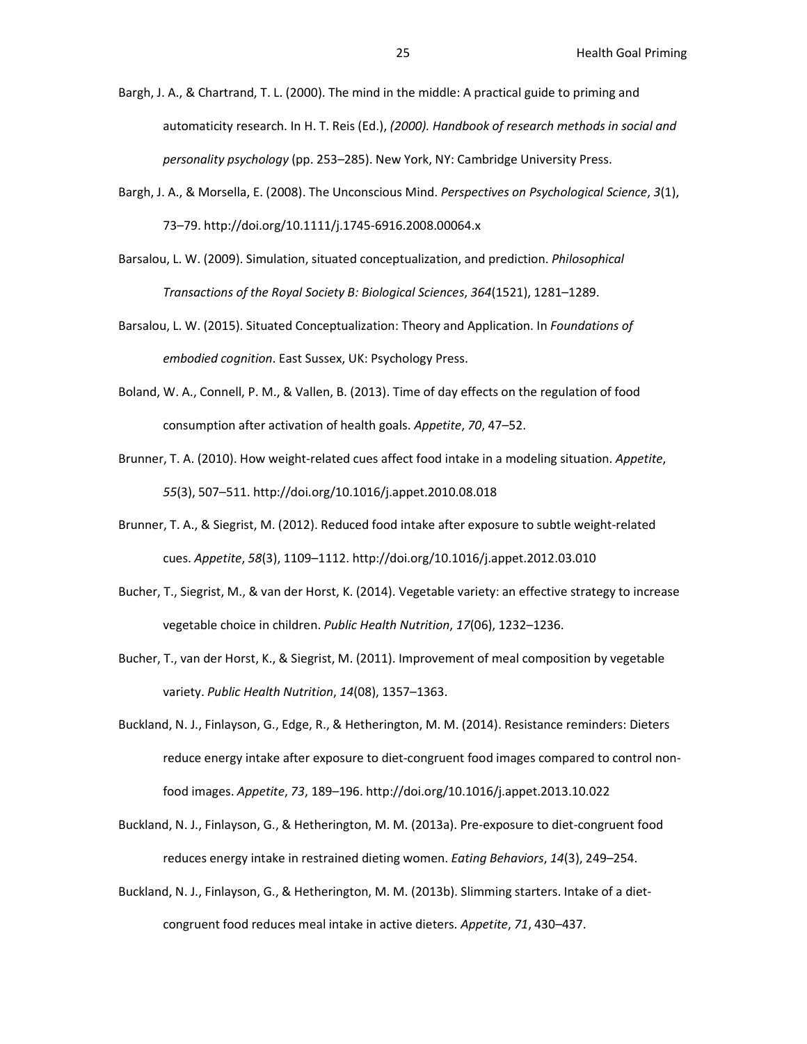Bargh, J. A., & Chartrand, T. L. (2000). The mind in the middle: A practical guide to priming and automaticity research. In H. T. Reis (Ed.), *(2000). Handbook of research methods in social and personality psychology* (pp. 253–285). New York, NY: Cambridge University Press.

Bargh, J. A., & Morsella, E. (2008). The Unconscious Mind. *Perspectives on Psychological Science*, *3*(1), 73–79. http://doi.org/10.1111/j.1745-6916.2008.00064.x

Barsalou, L. W. (2009). Simulation, situated conceptualization, and prediction. *Philosophical Transactions of the Royal Society B: Biological Sciences*, *364*(1521), 1281–1289.

Barsalou, L. W. (2015). Situated Conceptualization: Theory and Application. In *Foundations of embodied cognition*. East Sussex, UK: Psychology Press.

Boland, W. A., Connell, P. M., & Vallen, B. (2013). Time of day effects on the regulation of food consumption after activation of health goals. *Appetite*, *70*, 47–52.

Brunner, T. A. (2010). How weight-related cues affect food intake in a modeling situation. *Appetite*, *55*(3), 507–511. http://doi.org/10.1016/j.appet.2010.08.018

Brunner, T. A., & Siegrist, M. (2012). Reduced food intake after exposure to subtle weight-related cues. *Appetite*, *58*(3), 1109–1112. http://doi.org/10.1016/j.appet.2012.03.010

Bucher, T., Siegrist, M., & van der Horst, K. (2014). Vegetable variety: an effective strategy to increase vegetable choice in children. *Public Health Nutrition*, *17*(06), 1232–1236.

Bucher, T., van der Horst, K., & Siegrist, M. (2011). Improvement of meal composition by vegetable variety. *Public Health Nutrition*, *14*(08), 1357–1363.

Buckland, N. J., Finlayson, G., Edge, R., & Hetherington, M. M. (2014). Resistance reminders: Dieters reduce energy intake after exposure to diet-congruent food images compared to control non-food images. *Appetite*, *73*, 189–196. http://doi.org/10.1016/j.appet.2013.10.022

Buckland, N. J., Finlayson, G., & Hetherington, M. M. (2013a). Pre-exposure to diet-congruent food reduces energy intake in restrained dieting women. *Eating Behaviors*, *14*(3), 249–254.

Buckland, N. J., Finlayson, G., & Hetherington, M. M. (2013b). Slimming starters. Intake of a diet-congruent food reduces meal intake in active dieters. *Appetite*, *71*, 430–437.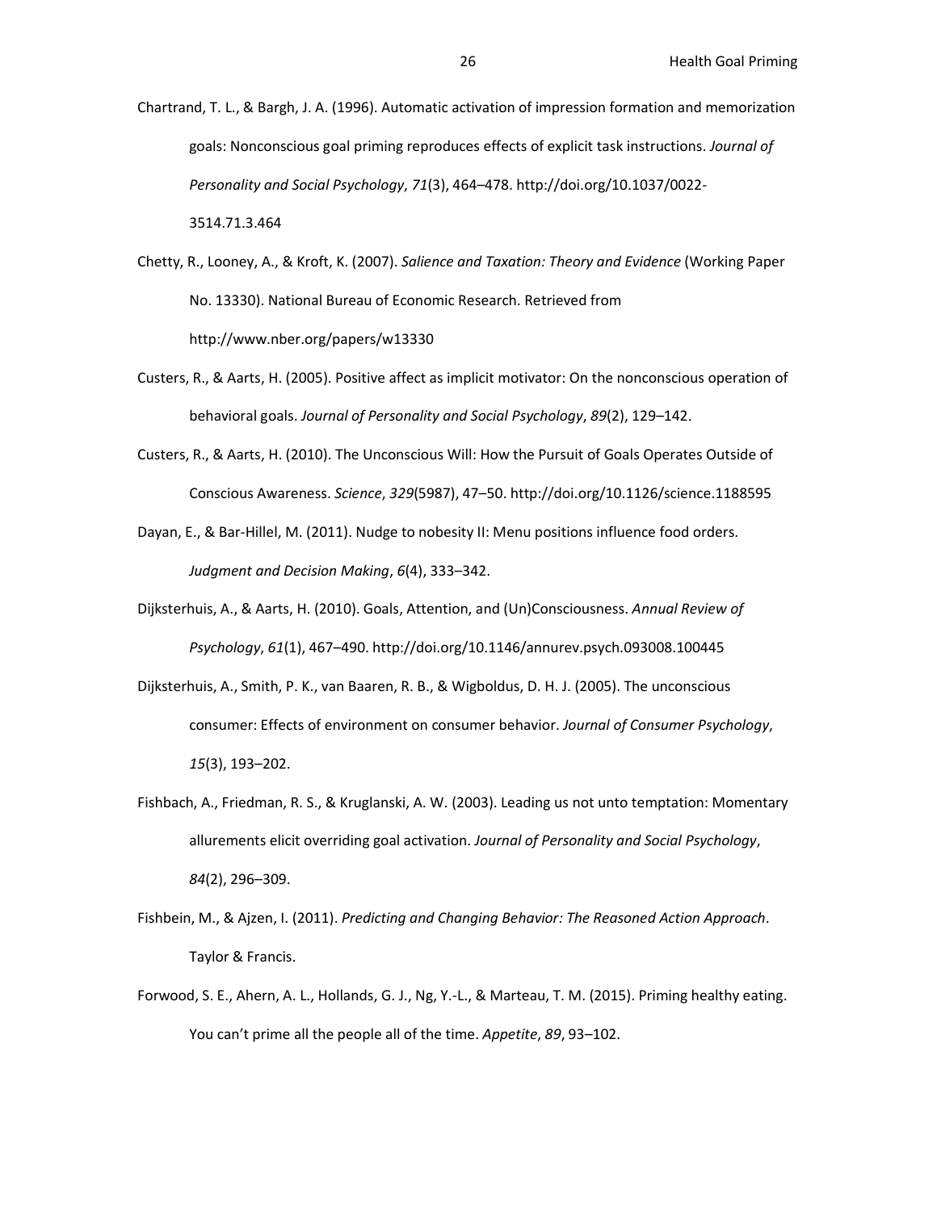Chartrand, T. L., & Bargh, J. A. (1996). Automatic activation of impression formation and memorization goals: Nonconscious goal priming reproduces effects of explicit task instructions. *Journal of Personality and Social Psychology*, *71*(3), 464–478. http://doi.org/10.1037/0022-3514.71.3.464

Chetty, R., Looney, A., & Kroft, K. (2007). *Salience and Taxation: Theory and Evidence* (Working Paper No. 13330). National Bureau of Economic Research. Retrieved from http://www.nber.org/papers/w13330

Custers, R., & Aarts, H. (2005). Positive affect as implicit motivator: On the nonconscious operation of behavioral goals. *Journal of Personality and Social Psychology*, *89*(2), 129–142.

Custers, R., & Aarts, H. (2010). The Unconscious Will: How the Pursuit of Goals Operates Outside of Conscious Awareness. *Science*, *329*(5987), 47–50. http://doi.org/10.1126/science.1188595

Dayan, E., & Bar-Hillel, M. (2011). Nudge to nobesity II: Menu positions influence food orders. *Judgment and Decision Making*, *6*(4), 333–342.

Dijksterhuis, A., & Aarts, H. (2010). Goals, Attention, and (Un)Consciousness. *Annual Review of Psychology*, *61*(1), 467–490. http://doi.org/10.1146/annurev.psych.093008.100445

Dijksterhuis, A., Smith, P. K., van Baaren, R. B., & Wigboldus, D. H. J. (2005). The unconscious consumer: Effects of environment on consumer behavior. *Journal of Consumer Psychology*, *15*(3), 193–202.

Fishbach, A., Friedman, R. S., & Kruglanski, A. W. (2003). Leading us not unto temptation: Momentary allurements elicit overriding goal activation. *Journal of Personality and Social Psychology*, *84*(2), 296–309.

Fishbein, M., & Ajzen, I. (2011). *Predicting and Changing Behavior: The Reasoned Action Approach*. Taylor & Francis.

Forwood, S. E., Ahern, A. L., Hollands, G. J., Ng, Y.-L., & Marteau, T. M. (2015). Priming healthy eating. You can't prime all the people all of the time. *Appetite*, *89*, 93–102.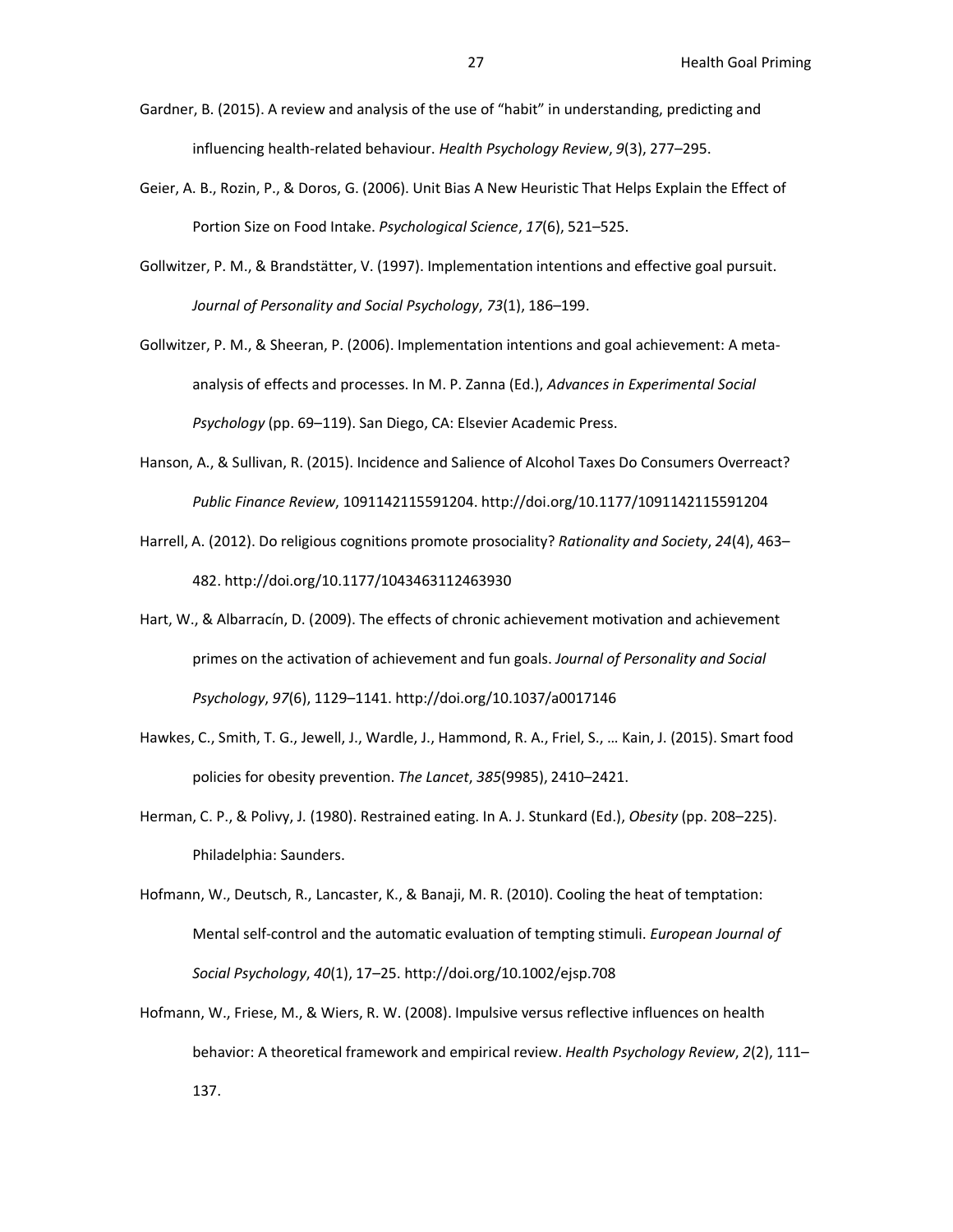Gardner, B. (2015). A review and analysis of the use of "habit" in understanding, predicting and influencing health-related behaviour. *Health Psychology Review*, *9*(3), 277–295.

Geier, A. B., Rozin, P., & Doros, G. (2006). Unit Bias A New Heuristic That Helps Explain the Effect of Portion Size on Food Intake. *Psychological Science*, *17*(6), 521–525.

Gollwitzer, P. M., & Brandstätter, V. (1997). Implementation intentions and effective goal pursuit. *Journal of Personality and Social Psychology*, *73*(1), 186–199.

Gollwitzer, P. M., & Sheeran, P. (2006). Implementation intentions and goal achievement: A meta-analysis of effects and processes. In M. P. Zanna (Ed.), *Advances in Experimental Social Psychology* (pp. 69–119). San Diego, CA: Elsevier Academic Press.

Hanson, A., & Sullivan, R. (2015). Incidence and Salience of Alcohol Taxes Do Consumers Overreact? *Public Finance Review*, 1091142115591204. http://doi.org/10.1177/1091142115591204

Harrell, A. (2012). Do religious cognitions promote prosociality? *Rationality and Society*, *24*(4), 463–482. http://doi.org/10.1177/1043463112463930

Hart, W., & Albarracín, D. (2009). The effects of chronic achievement motivation and achievement primes on the activation of achievement and fun goals. *Journal of Personality and Social Psychology*, *97*(6), 1129–1141. http://doi.org/10.1037/a0017146

Hawkes, C., Smith, T. G., Jewell, J., Wardle, J., Hammond, R. A., Friel, S., … Kain, J. (2015). Smart food policies for obesity prevention. *The Lancet*, *385*(9985), 2410–2421.

Herman, C. P., & Polivy, J. (1980). Restrained eating. In A. J. Stunkard (Ed.), *Obesity* (pp. 208–225). Philadelphia: Saunders.

Hofmann, W., Deutsch, R., Lancaster, K., & Banaji, M. R. (2010). Cooling the heat of temptation: Mental self-control and the automatic evaluation of tempting stimuli. *European Journal of Social Psychology*, *40*(1), 17–25. http://doi.org/10.1002/ejsp.708

Hofmann, W., Friese, M., & Wiers, R. W. (2008). Impulsive versus reflective influences on health behavior: A theoretical framework and empirical review. *Health Psychology Review*, *2*(2), 111–137.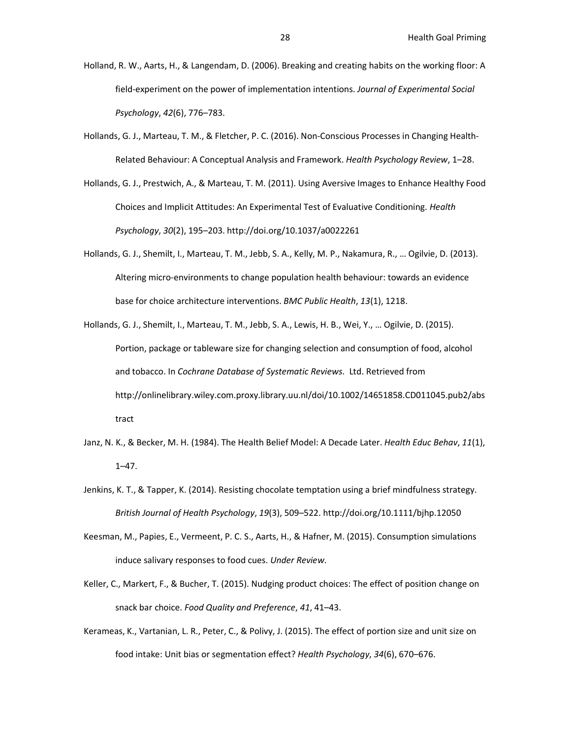Holland, R. W., Aarts, H., & Langendam, D. (2006). Breaking and creating habits on the working floor: A field-experiment on the power of implementation intentions. *Journal of Experimental Social Psychology*, *42*(6), 776–783.

Hollands, G. J., Marteau, T. M., & Fletcher, P. C. (2016). Non-Conscious Processes in Changing Health-Related Behaviour: A Conceptual Analysis and Framework. *Health Psychology Review*, 1–28.

Hollands, G. J., Prestwich, A., & Marteau, T. M. (2011). Using Aversive Images to Enhance Healthy Food Choices and Implicit Attitudes: An Experimental Test of Evaluative Conditioning. *Health Psychology*, *30*(2), 195–203. http://doi.org/10.1037/a0022261

Hollands, G. J., Shemilt, I., Marteau, T. M., Jebb, S. A., Kelly, M. P., Nakamura, R., … Ogilvie, D. (2013). Altering micro-environments to change population health behaviour: towards an evidence base for choice architecture interventions. *BMC Public Health*, *13*(1), 1218.

Hollands, G. J., Shemilt, I., Marteau, T. M., Jebb, S. A., Lewis, H. B., Wei, Y., … Ogilvie, D. (2015). Portion, package or tableware size for changing selection and consumption of food, alcohol and tobacco. In *Cochrane Database of Systematic Reviews*. Ltd. Retrieved from http://onlinelibrary.wiley.com.proxy.library.uu.nl/doi/10.1002/14651858.CD011045.pub2/abstract

Janz, N. K., & Becker, M. H. (1984). The Health Belief Model: A Decade Later. *Health Educ Behav*, *11*(1), 1–47.

Jenkins, K. T., & Tapper, K. (2014). Resisting chocolate temptation using a brief mindfulness strategy. *British Journal of Health Psychology*, *19*(3), 509–522. http://doi.org/10.1111/bjhp.12050

Keesman, M., Papies, E., Vermeent, P. C. S., Aarts, H., & Hafner, M. (2015). Consumption simulations induce salivary responses to food cues. *Under Review*.

Keller, C., Markert, F., & Bucher, T. (2015). Nudging product choices: The effect of position change on snack bar choice. *Food Quality and Preference*, *41*, 41–43.

Kerameas, K., Vartanian, L. R., Peter, C., & Polivy, J. (2015). The effect of portion size and unit size on food intake: Unit bias or segmentation effect? *Health Psychology*, *34*(6), 670–676.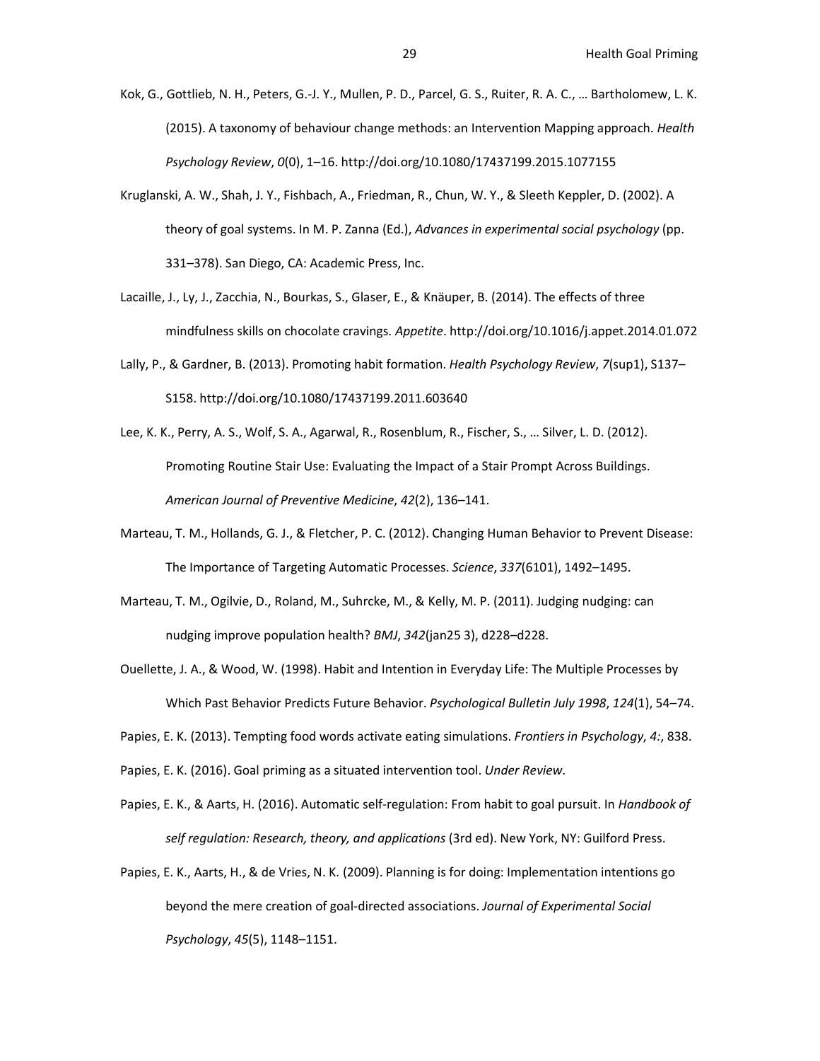Kok, G., Gottlieb, N. H., Peters, G.-J. Y., Mullen, P. D., Parcel, G. S., Ruiter, R. A. C., … Bartholomew, L. K. (2015). A taxonomy of behaviour change methods: an Intervention Mapping approach. *Health Psychology Review*, *0*(0), 1–16. http://doi.org/10.1080/17437199.2015.1077155

Kruglanski, A. W., Shah, J. Y., Fishbach, A., Friedman, R., Chun, W. Y., & Sleeth Keppler, D. (2002). A theory of goal systems. In M. P. Zanna (Ed.), *Advances in experimental social psychology* (pp. 331–378). San Diego, CA: Academic Press, Inc.

Lacaille, J., Ly, J., Zacchia, N., Bourkas, S., Glaser, E., & Knäuper, B. (2014). The effects of three mindfulness skills on chocolate cravings. *Appetite*. http://doi.org/10.1016/j.appet.2014.01.072

Lally, P., & Gardner, B. (2013). Promoting habit formation. *Health Psychology Review*, *7*(sup1), S137–S158. http://doi.org/10.1080/17437199.2011.603640

Lee, K. K., Perry, A. S., Wolf, S. A., Agarwal, R., Rosenblum, R., Fischer, S., … Silver, L. D. (2012). Promoting Routine Stair Use: Evaluating the Impact of a Stair Prompt Across Buildings. *American Journal of Preventive Medicine*, *42*(2), 136–141.

Marteau, T. M., Hollands, G. J., & Fletcher, P. C. (2012). Changing Human Behavior to Prevent Disease: The Importance of Targeting Automatic Processes. *Science*, *337*(6101), 1492–1495.

Marteau, T. M., Ogilvie, D., Roland, M., Suhrcke, M., & Kelly, M. P. (2011). Judging nudging: can nudging improve population health? *BMJ*, *342*(jan25 3), d228–d228.

Ouellette, J. A., & Wood, W. (1998). Habit and Intention in Everyday Life: The Multiple Processes by Which Past Behavior Predicts Future Behavior. *Psychological Bulletin July 1998*, *124*(1), 54–74.

Papies, E. K. (2013). Tempting food words activate eating simulations. *Frontiers in Psychology*, *4:*, 838.

Papies, E. K. (2016). Goal priming as a situated intervention tool. *Under Review*.

Papies, E. K., & Aarts, H. (2016). Automatic self-regulation: From habit to goal pursuit. In *Handbook of self regulation: Research, theory, and applications* (3rd ed). New York, NY: Guilford Press.

Papies, E. K., Aarts, H., & de Vries, N. K. (2009). Planning is for doing: Implementation intentions go beyond the mere creation of goal-directed associations. *Journal of Experimental Social Psychology*, *45*(5), 1148–1151.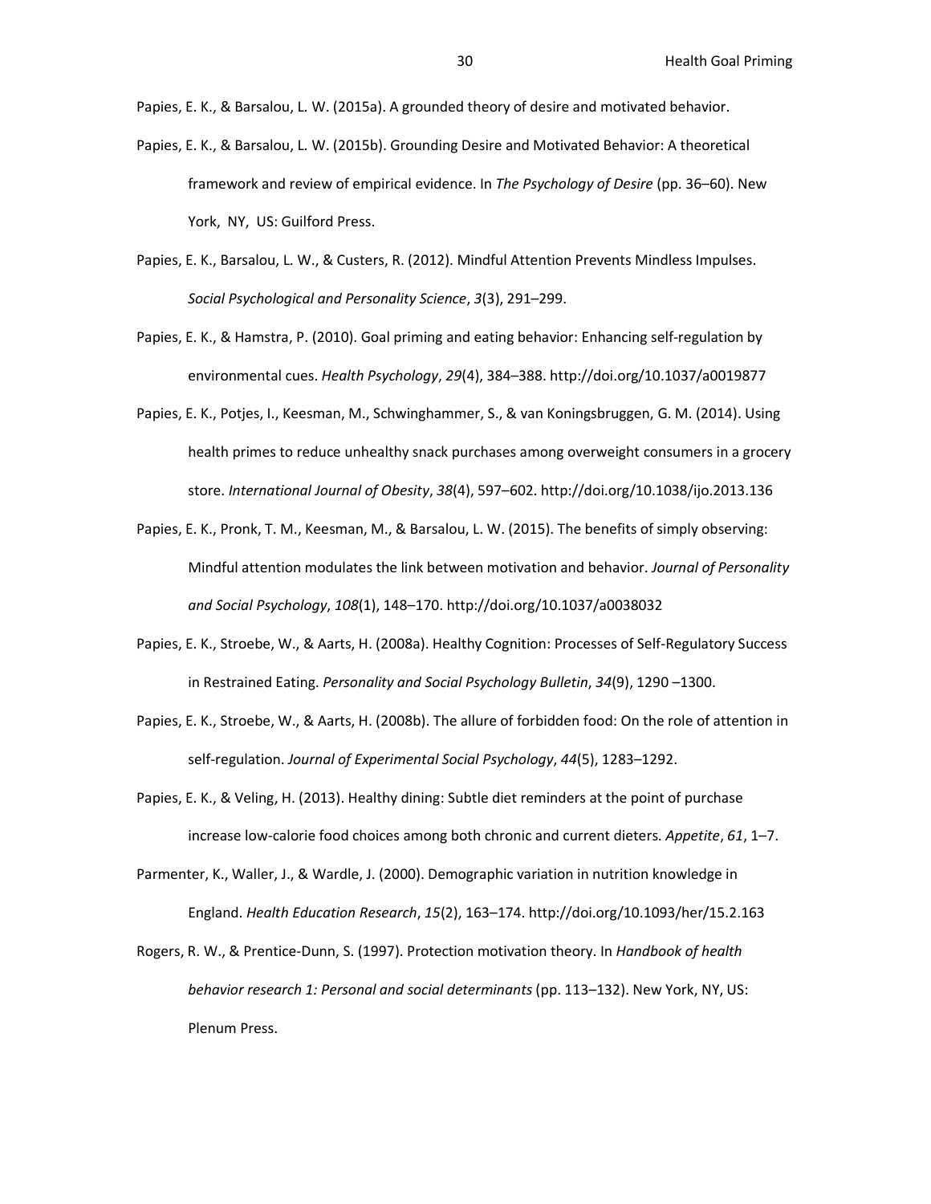Papies, E. K., & Barsalou, L. W. (2015a). A grounded theory of desire and motivated behavior.

Papies, E. K., & Barsalou, L. W. (2015b). Grounding Desire and Motivated Behavior: A theoretical framework and review of empirical evidence. In *The Psychology of Desire* (pp. 36–60). New York, NY, US: Guilford Press.

Papies, E. K., Barsalou, L. W., & Custers, R. (2012). Mindful Attention Prevents Mindless Impulses. *Social Psychological and Personality Science*, *3*(3), 291–299.

Papies, E. K., & Hamstra, P. (2010). Goal priming and eating behavior: Enhancing self-regulation by environmental cues. *Health Psychology*, *29*(4), 384–388. http://doi.org/10.1037/a0019877

Papies, E. K., Potjes, I., Keesman, M., Schwinghammer, S., & van Koningsbruggen, G. M. (2014). Using health primes to reduce unhealthy snack purchases among overweight consumers in a grocery store. *International Journal of Obesity*, *38*(4), 597–602. http://doi.org/10.1038/ijo.2013.136

Papies, E. K., Pronk, T. M., Keesman, M., & Barsalou, L. W. (2015). The benefits of simply observing: Mindful attention modulates the link between motivation and behavior. *Journal of Personality and Social Psychology*, *108*(1), 148–170. http://doi.org/10.1037/a0038032

Papies, E. K., Stroebe, W., & Aarts, H. (2008a). Healthy Cognition: Processes of Self-Regulatory Success in Restrained Eating. *Personality and Social Psychology Bulletin*, *34*(9), 1290 –1300.

Papies, E. K., Stroebe, W., & Aarts, H. (2008b). The allure of forbidden food: On the role of attention in self-regulation. *Journal of Experimental Social Psychology*, *44*(5), 1283–1292.

Papies, E. K., & Veling, H. (2013). Healthy dining: Subtle diet reminders at the point of purchase increase low-calorie food choices among both chronic and current dieters. *Appetite*, *61*, 1–7.

Parmenter, K., Waller, J., & Wardle, J. (2000). Demographic variation in nutrition knowledge in England. *Health Education Research*, *15*(2), 163–174. http://doi.org/10.1093/her/15.2.163

Rogers, R. W., & Prentice-Dunn, S. (1997). Protection motivation theory. In *Handbook of health behavior research 1: Personal and social determinants* (pp. 113–132). New York, NY, US: Plenum Press.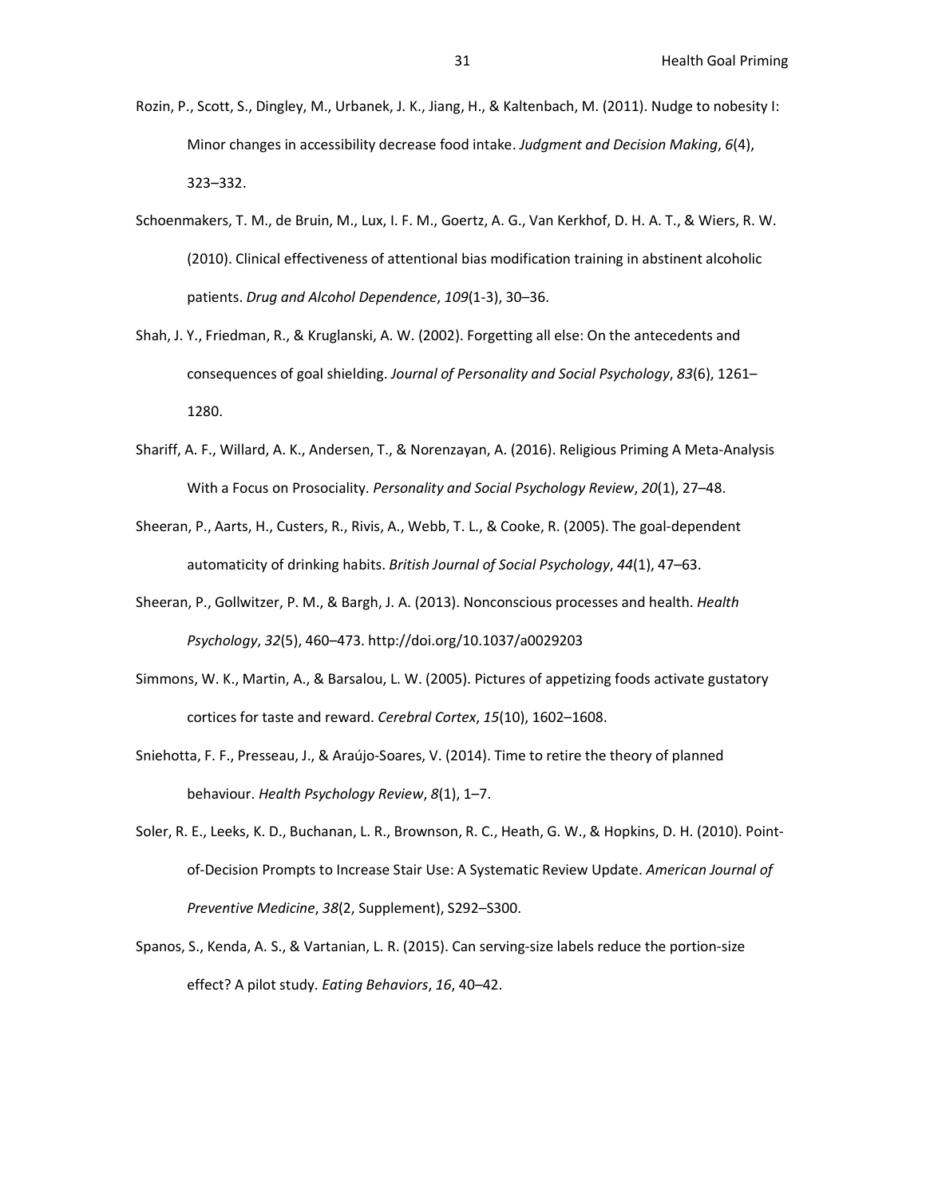Rozin, P., Scott, S., Dingley, M., Urbanek, J. K., Jiang, H., & Kaltenbach, M. (2011). Nudge to nobesity I: Minor changes in accessibility decrease food intake. *Judgment and Decision Making*, *6*(4), 323–332.

Schoenmakers, T. M., de Bruin, M., Lux, I. F. M., Goertz, A. G., Van Kerkhof, D. H. A. T., & Wiers, R. W. (2010). Clinical effectiveness of attentional bias modification training in abstinent alcoholic patients. *Drug and Alcohol Dependence*, *109*(1-3), 30–36.

Shah, J. Y., Friedman, R., & Kruglanski, A. W. (2002). Forgetting all else: On the antecedents and consequences of goal shielding. *Journal of Personality and Social Psychology*, *83*(6), 1261–1280.

Shariff, A. F., Willard, A. K., Andersen, T., & Norenzayan, A. (2016). Religious Priming A Meta-Analysis With a Focus on Prosociality. *Personality and Social Psychology Review*, *20*(1), 27–48.

Sheeran, P., Aarts, H., Custers, R., Rivis, A., Webb, T. L., & Cooke, R. (2005). The goal-dependent automaticity of drinking habits. *British Journal of Social Psychology*, *44*(1), 47–63.

Sheeran, P., Gollwitzer, P. M., & Bargh, J. A. (2013). Nonconscious processes and health. *Health Psychology*, *32*(5), 460–473. http://doi.org/10.1037/a0029203

Simmons, W. K., Martin, A., & Barsalou, L. W. (2005). Pictures of appetizing foods activate gustatory cortices for taste and reward. *Cerebral Cortex*, *15*(10), 1602–1608.

Sniehotta, F. F., Presseau, J., & Araújo-Soares, V. (2014). Time to retire the theory of planned behaviour. *Health Psychology Review*, *8*(1), 1–7.

Soler, R. E., Leeks, K. D., Buchanan, L. R., Brownson, R. C., Heath, G. W., & Hopkins, D. H. (2010). Point-of-Decision Prompts to Increase Stair Use: A Systematic Review Update. *American Journal of Preventive Medicine*, *38*(2, Supplement), S292–S300.

Spanos, S., Kenda, A. S., & Vartanian, L. R. (2015). Can serving-size labels reduce the portion-size effect? A pilot study. *Eating Behaviors*, *16*, 40–42.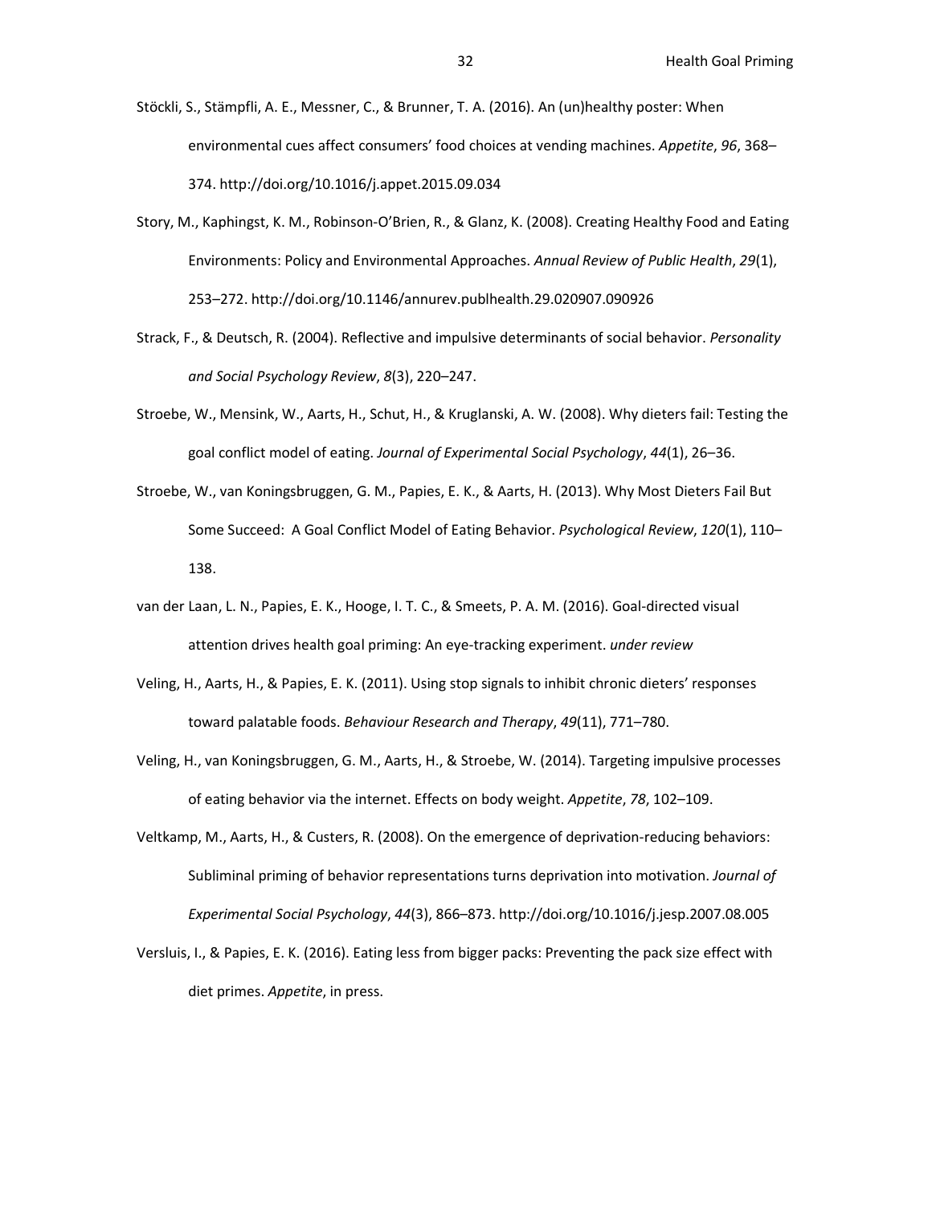Stöckli, S., Stämpfli, A. E., Messner, C., & Brunner, T. A. (2016). An (un)healthy poster: When environmental cues affect consumers' food choices at vending machines. *Appetite*, *96*, 368–374. http://doi.org/10.1016/j.appet.2015.09.034

Story, M., Kaphingst, K. M., Robinson-O'Brien, R., & Glanz, K. (2008). Creating Healthy Food and Eating Environments: Policy and Environmental Approaches. *Annual Review of Public Health*, *29*(1), 253–272. http://doi.org/10.1146/annurev.publhealth.29.020907.090926

Strack, F., & Deutsch, R. (2004). Reflective and impulsive determinants of social behavior. *Personality and Social Psychology Review*, *8*(3), 220–247.

Stroebe, W., Mensink, W., Aarts, H., Schut, H., & Kruglanski, A. W. (2008). Why dieters fail: Testing the goal conflict model of eating. *Journal of Experimental Social Psychology*, *44*(1), 26–36.

Stroebe, W., van Koningsbruggen, G. M., Papies, E. K., & Aarts, H. (2013). Why Most Dieters Fail But Some Succeed: A Goal Conflict Model of Eating Behavior. *Psychological Review*, *120*(1), 110–138.

van der Laan, L. N., Papies, E. K., Hooge, I. T. C., & Smeets, P. A. M. (2016). Goal-directed visual attention drives health goal priming: An eye-tracking experiment. *under review*

Veling, H., Aarts, H., & Papies, E. K. (2011). Using stop signals to inhibit chronic dieters' responses toward palatable foods. *Behaviour Research and Therapy*, *49*(11), 771–780.

Veling, H., van Koningsbruggen, G. M., Aarts, H., & Stroebe, W. (2014). Targeting impulsive processes of eating behavior via the internet. Effects on body weight. *Appetite*, *78*, 102–109.

Veltkamp, M., Aarts, H., & Custers, R. (2008). On the emergence of deprivation-reducing behaviors: Subliminal priming of behavior representations turns deprivation into motivation. *Journal of Experimental Social Psychology*, *44*(3), 866–873. http://doi.org/10.1016/j.jesp.2007.08.005

Versluis, I., & Papies, E. K. (2016). Eating less from bigger packs: Preventing the pack size effect with diet primes. *Appetite*, in press.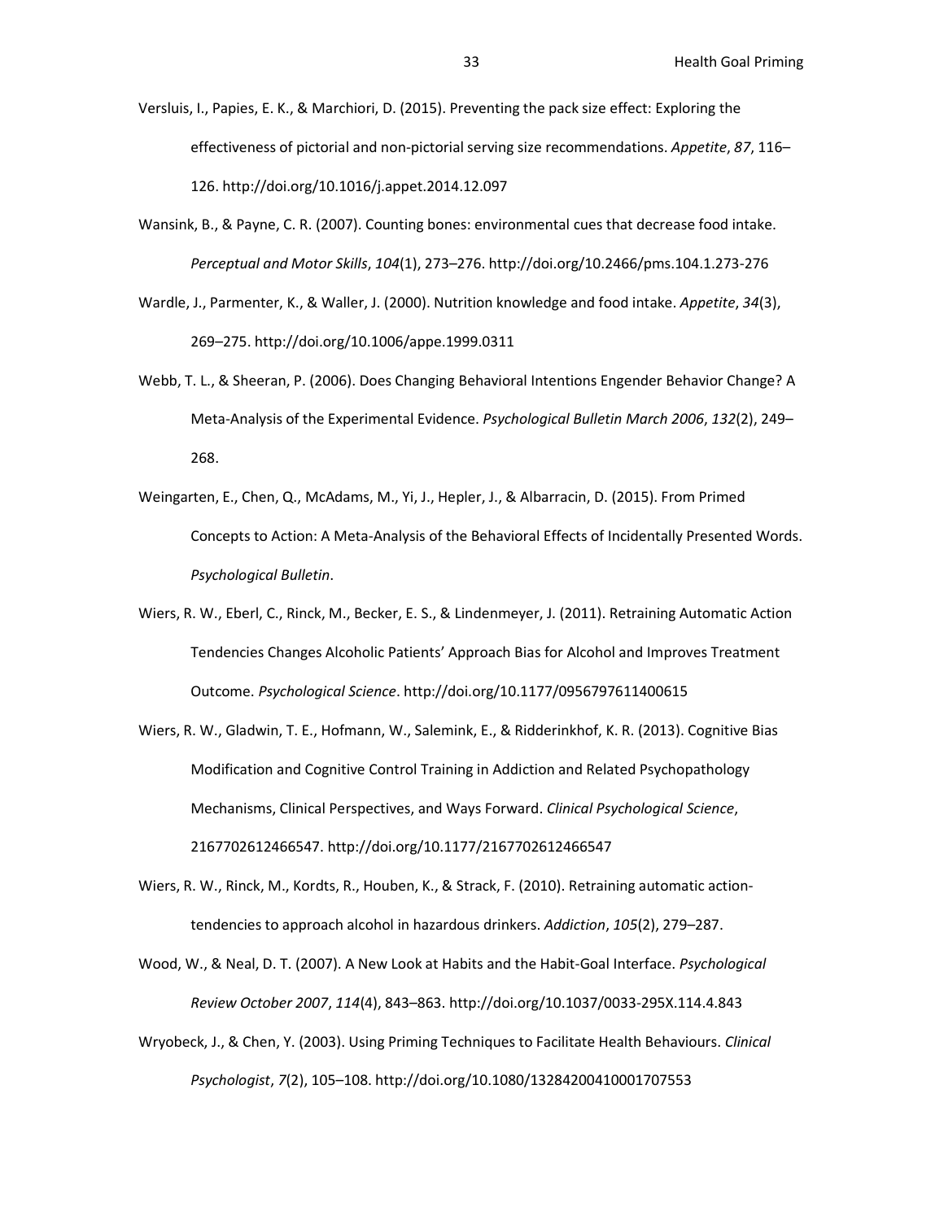Versluis, I., Papies, E. K., & Marchiori, D. (2015). Preventing the pack size effect: Exploring the effectiveness of pictorial and non-pictorial serving size recommendations. *Appetite*, *87*, 116–126. http://doi.org/10.1016/j.appet.2014.12.097

Wansink, B., & Payne, C. R. (2007). Counting bones: environmental cues that decrease food intake. *Perceptual and Motor Skills*, *104*(1), 273–276. http://doi.org/10.2466/pms.104.1.273-276

Wardle, J., Parmenter, K., & Waller, J. (2000). Nutrition knowledge and food intake. *Appetite*, *34*(3), 269–275. http://doi.org/10.1006/appe.1999.0311

Webb, T. L., & Sheeran, P. (2006). Does Changing Behavioral Intentions Engender Behavior Change? A Meta-Analysis of the Experimental Evidence. *Psychological Bulletin March 2006*, *132*(2), 249–268.

Weingarten, E., Chen, Q., McAdams, M., Yi, J., Hepler, J., & Albarracin, D. (2015). From Primed Concepts to Action: A Meta-Analysis of the Behavioral Effects of Incidentally Presented Words. *Psychological Bulletin*.

Wiers, R. W., Eberl, C., Rinck, M., Becker, E. S., & Lindenmeyer, J. (2011). Retraining Automatic Action Tendencies Changes Alcoholic Patients' Approach Bias for Alcohol and Improves Treatment Outcome. *Psychological Science*. http://doi.org/10.1177/0956797611400615

Wiers, R. W., Gladwin, T. E., Hofmann, W., Salemink, E., & Ridderinkhof, K. R. (2013). Cognitive Bias Modification and Cognitive Control Training in Addiction and Related Psychopathology Mechanisms, Clinical Perspectives, and Ways Forward. *Clinical Psychological Science*, 2167702612466547. http://doi.org/10.1177/2167702612466547

Wiers, R. W., Rinck, M., Kordts, R., Houben, K., & Strack, F. (2010). Retraining automatic action-tendencies to approach alcohol in hazardous drinkers. *Addiction*, *105*(2), 279–287.

Wood, W., & Neal, D. T. (2007). A New Look at Habits and the Habit-Goal Interface. *Psychological Review October 2007*, *114*(4), 843–863. http://doi.org/10.1037/0033-295X.114.4.843

Wryobeck, J., & Chen, Y. (2003). Using Priming Techniques to Facilitate Health Behaviours. *Clinical Psychologist*, *7*(2), 105–108. http://doi.org/10.1080/13284200410001707553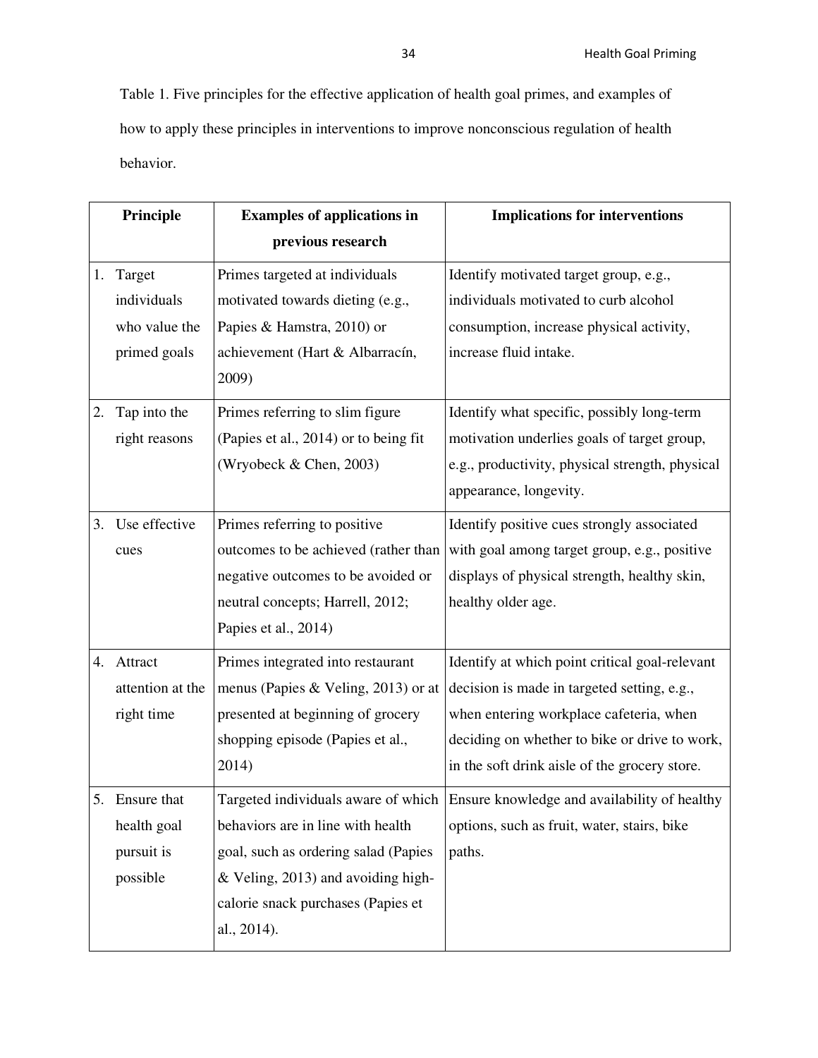Table 1. Five principles for the effective application of health goal primes, and examples of how to apply these principles in interventions to improve nonconscious regulation of health behavior.

| Principle | Examples of applications in previous research | Implications for interventions |
| --- | --- | --- |
| 1. Target individuals who value the primed goals | Primes targeted at individuals motivated towards dieting (e.g., Papies & Hamstra, 2010) or achievement (Hart & Albarracín, 2009) | Identify motivated target group, e.g., individuals motivated to curb alcohol consumption, increase physical activity, increase fluid intake. |
| 2. Tap into the right reasons | Primes referring to slim figure (Papies et al., 2014) or to being fit (Wryobeck & Chen, 2003) | Identify what specific, possibly long-term motivation underlies goals of target group, e.g., productivity, physical strength, physical appearance, longevity. |
| 3. Use effective cues | Primes referring to positive outcomes to be achieved (rather than negative outcomes to be avoided or neutral concepts; Harrell, 2012; Papies et al., 2014) | Identify positive cues strongly associated with goal among target group, e.g., positive displays of physical strength, healthy skin, healthy older age. |
| 4. Attract attention at the right time | Primes integrated into restaurant menus (Papies & Veling, 2013) or at presented at beginning of grocery shopping episode (Papies et al., 2014) | Identify at which point critical goal-relevant decision is made in targeted setting, e.g., when entering workplace cafeteria, when deciding on whether to bike or drive to work, in the soft drink aisle of the grocery store. |
| 5. Ensure that health goal pursuit is possible | Targeted individuals aware of which behaviors are in line with health goal, such as ordering salad (Papies & Veling, 2013) and avoiding high-calorie snack purchases (Papies et al., 2014). | Ensure knowledge and availability of healthy options, such as fruit, water, stairs, bike paths. |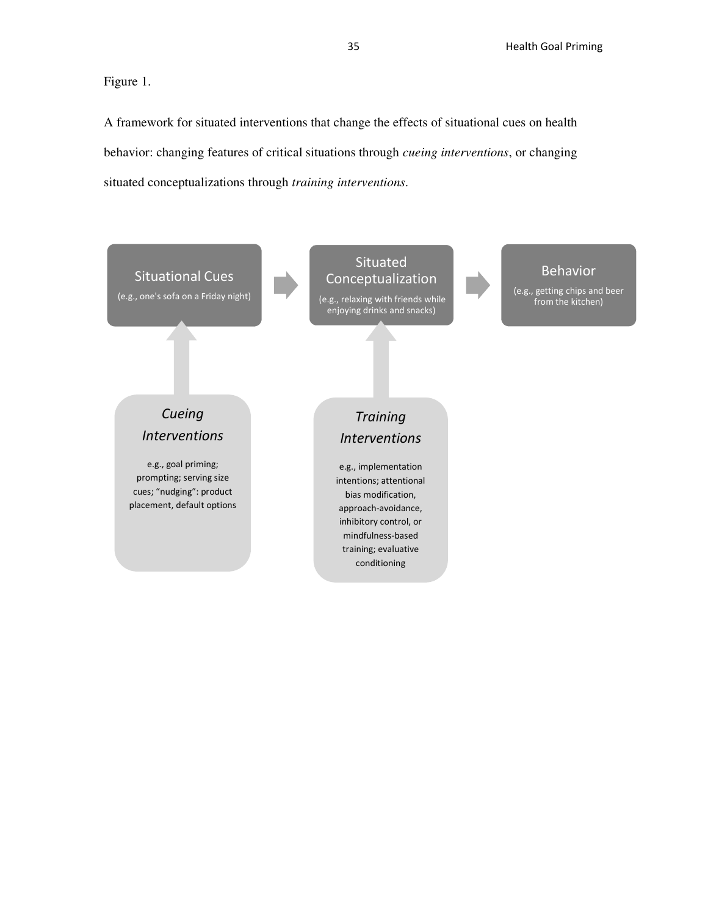Figure 1.

A framework for situated interventions that change the effects of situational cues on health behavior: changing features of critical situations through *cueing interventions*, or changing situated conceptualizations through *training interventions*.

Situational Cues

(e.g., one's sofa on a Friday night)

Situated Conceptualization

(e.g., relaxing with friends while enjoying drinks and snacks)

Behavior

(e.g., getting chips and beer from the kitchen)

*Cueing Interventions*

e.g., goal priming; prompting; serving size cues; "nudging": product placement, default options

*Training Interventions*

e.g., implementation intentions; attentional bias modification, approach-avoidance, inhibitory control, or mindfulness-based training; evaluative conditioning